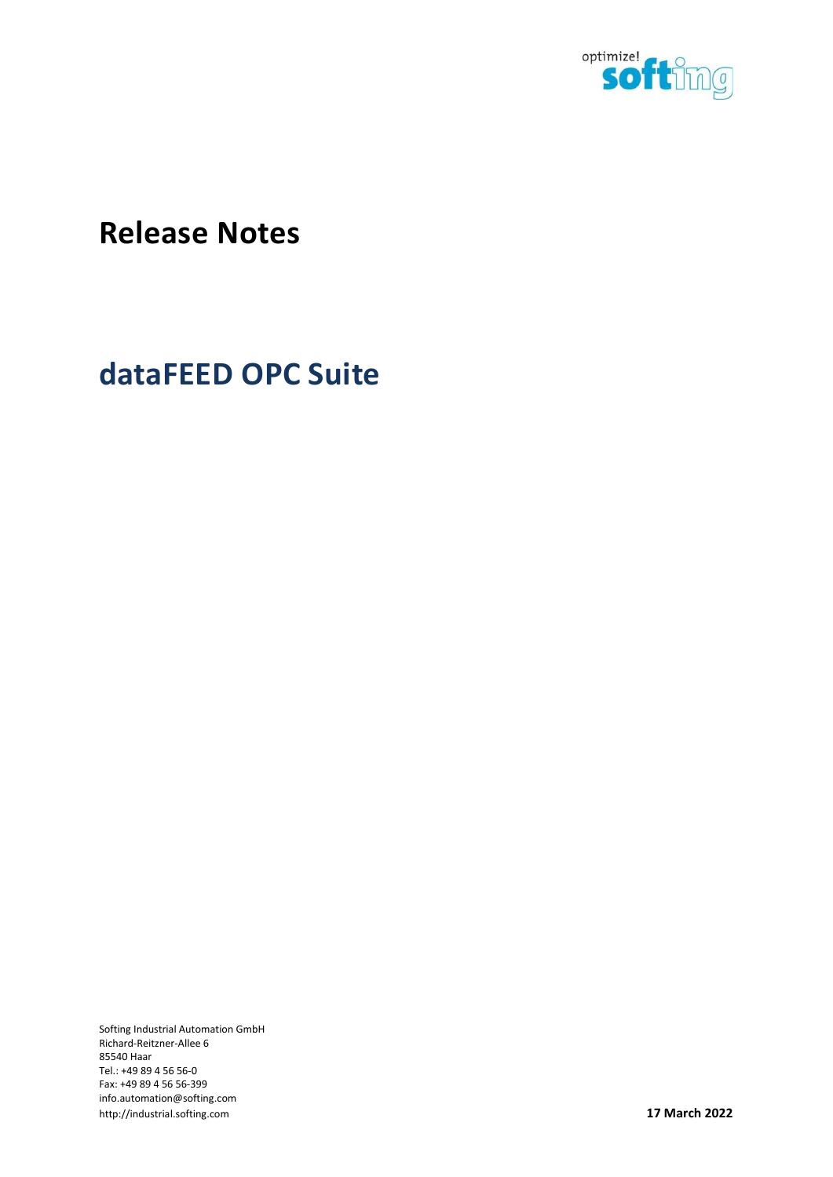# Release Notes

# dataFEED OPC Suite

Softing Industrial Automation GmbH
Richard-Reitzner-Allee 6
85540 Haar
Tel.: +49 89 4 56 56-0
Fax: +49 89 4 56 56-399
info.automation@softing.com
http://industrial.softing.com

**17 March 2022**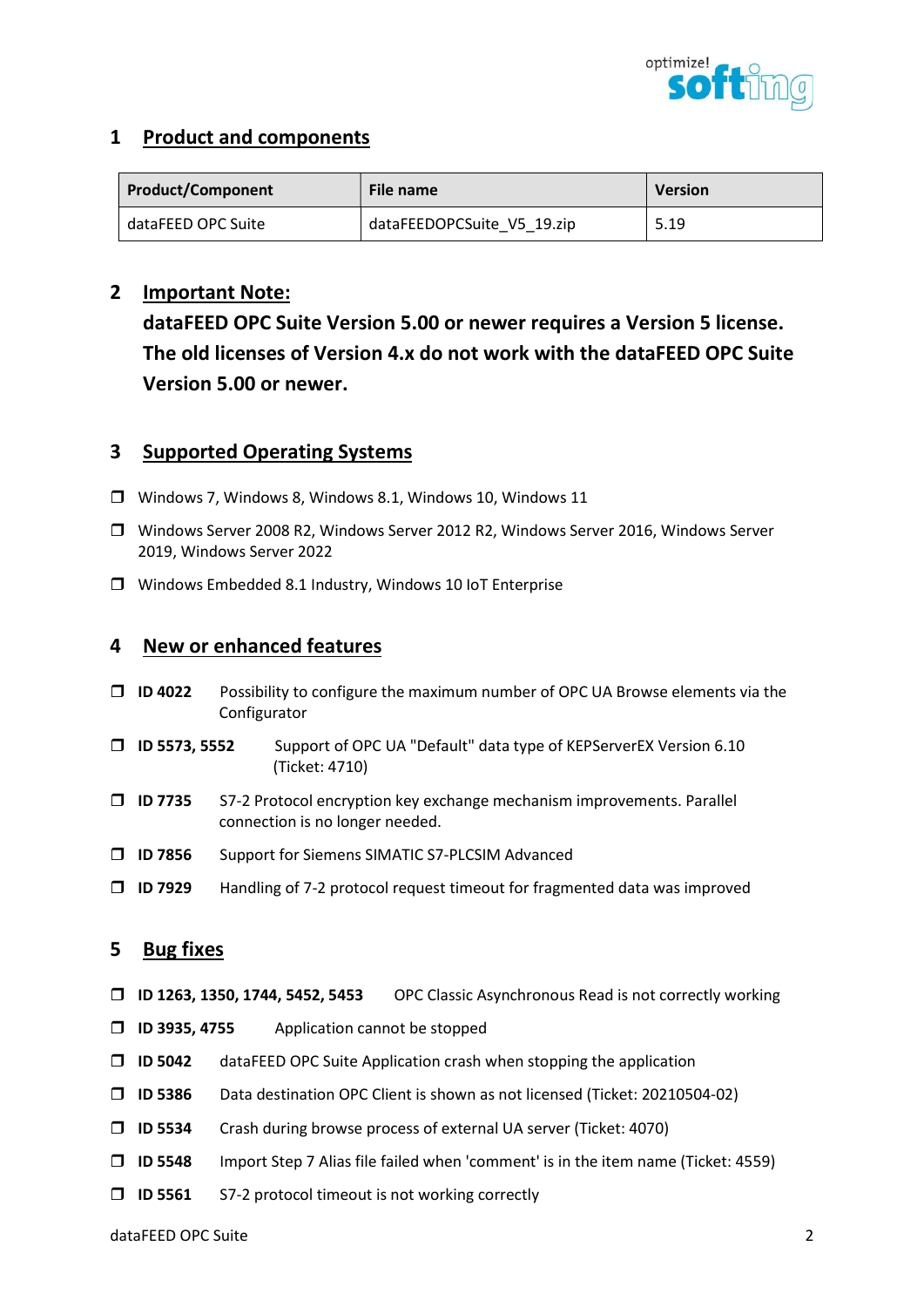## 1 Product and components

| Product/Component | File name | Version |
| --- | --- | --- |
| dataFEED OPC Suite | dataFEEDOPCSuite_V5_19.zip | 5.19 |

## 2 Important Note:

**dataFEED OPC Suite Version 5.00 or newer requires a Version 5 license. The old licenses of Version 4.x do not work with the dataFEED OPC Suite Version 5.00 or newer.**

## 3 Supported Operating Systems

- Windows 7, Windows 8, Windows 8.1, Windows 10, Windows 11
- Windows Server 2008 R2, Windows Server 2012 R2, Windows Server 2016, Windows Server 2019, Windows Server 2022
- Windows Embedded 8.1 Industry, Windows 10 IoT Enterprise

## 4 New or enhanced features

- **ID 4022** Possibility to configure the maximum number of OPC UA Browse elements via the Configurator
- **ID 5573, 5552** Support of OPC UA "Default" data type of KEPServerEX Version 6.10 (Ticket: 4710)
- **ID 7735** S7-2 Protocol encryption key exchange mechanism improvements. Parallel connection is no longer needed.
- **ID 7856** Support for Siemens SIMATIC S7-PLCSIM Advanced
- **ID 7929** Handling of 7-2 protocol request timeout for fragmented data was improved

## 5 Bug fixes

- **ID 1263, 1350, 1744, 5452, 5453** OPC Classic Asynchronous Read is not correctly working
- **ID 3935, 4755** Application cannot be stopped
- **ID 5042** dataFEED OPC Suite Application crash when stopping the application
- **ID 5386** Data destination OPC Client is shown as not licensed (Ticket: 20210504-02)
- **ID 5534** Crash during browse process of external UA server (Ticket: 4070)
- **ID 5548** Import Step 7 Alias file failed when 'comment' is in the item name (Ticket: 4559)
- **ID 5561** S7-2 protocol timeout is not working correctly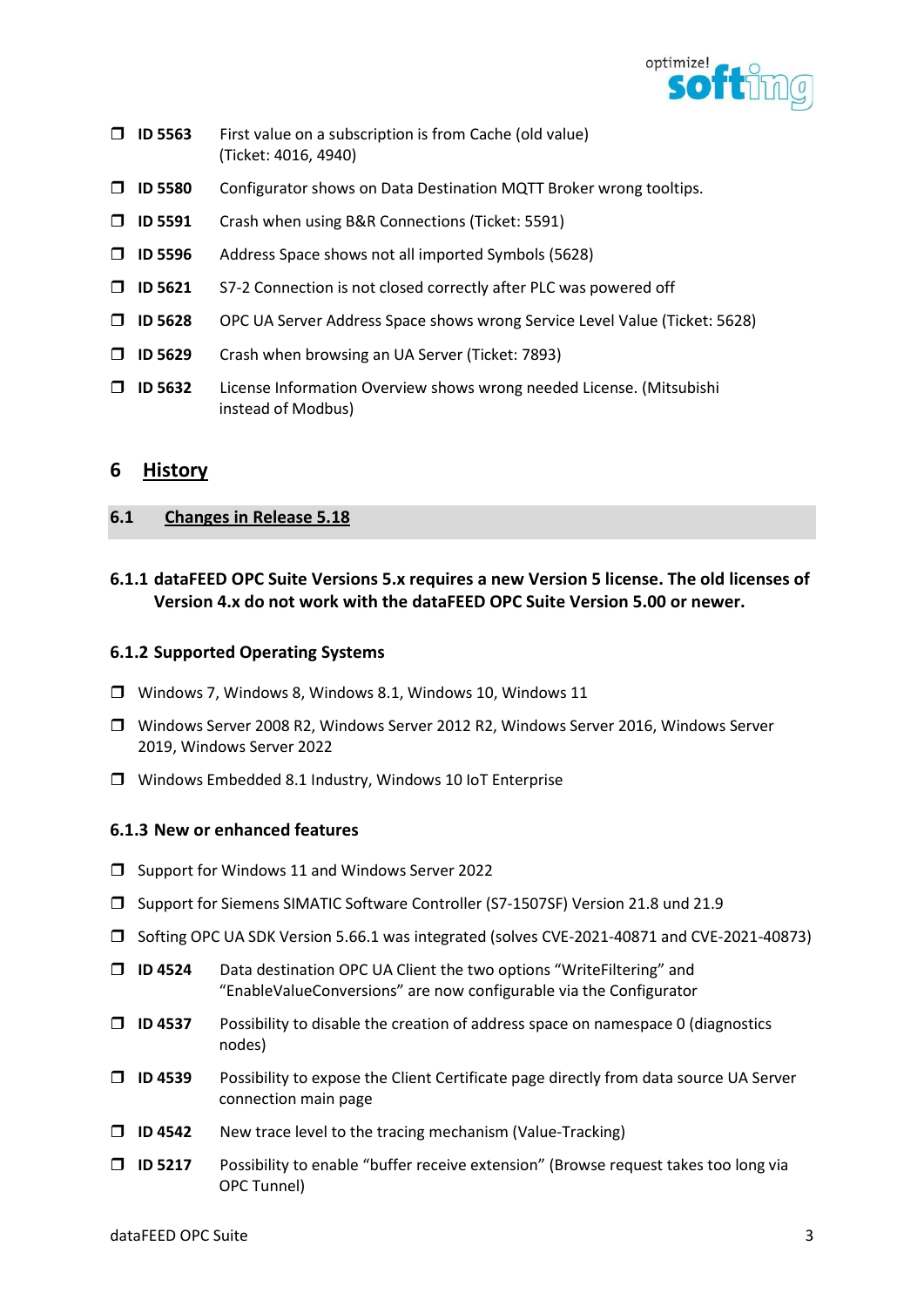- **ID 5563** First value on a subscription is from Cache (old value) (Ticket: 4016, 4940)
- **ID 5580** Configurator shows on Data Destination MQTT Broker wrong tooltips.
- **ID 5591** Crash when using B&R Connections (Ticket: 5591)
- **ID 5596** Address Space shows not all imported Symbols (5628)
- **ID 5621** S7-2 Connection is not closed correctly after PLC was powered off
- **ID 5628** OPC UA Server Address Space shows wrong Service Level Value (Ticket: 5628)
- **ID 5629** Crash when browsing an UA Server (Ticket: 7893)
- **ID 5632** License Information Overview shows wrong needed License. (Mitsubishi instead of Modbus)

# 6 History

## 6.1 Changes in Release 5.18

### 6.1.1 dataFEED OPC Suite Versions 5.x requires a new Version 5 license. The old licenses of Version 4.x do not work with the dataFEED OPC Suite Version 5.00 or newer.

### 6.1.2 Supported Operating Systems

- Windows 7, Windows 8, Windows 8.1, Windows 10, Windows 11
- Windows Server 2008 R2, Windows Server 2012 R2, Windows Server 2016, Windows Server 2019, Windows Server 2022
- Windows Embedded 8.1 Industry, Windows 10 IoT Enterprise

### 6.1.3 New or enhanced features

- Support for Windows 11 and Windows Server 2022
- Support for Siemens SIMATIC Software Controller (S7-1507SF) Version 21.8 und 21.9
- Softing OPC UA SDK Version 5.66.1 was integrated (solves CVE-2021-40871 and CVE-2021-40873)
- **ID 4524** Data destination OPC UA Client the two options "WriteFiltering" and "EnableValueConversions" are now configurable via the Configurator
- **ID 4537** Possibility to disable the creation of address space on namespace 0 (diagnostics nodes)
- **ID 4539** Possibility to expose the Client Certificate page directly from data source UA Server connection main page
- **ID 4542** New trace level to the tracing mechanism (Value-Tracking)
- **ID 5217** Possibility to enable "buffer receive extension" (Browse request takes too long via OPC Tunnel)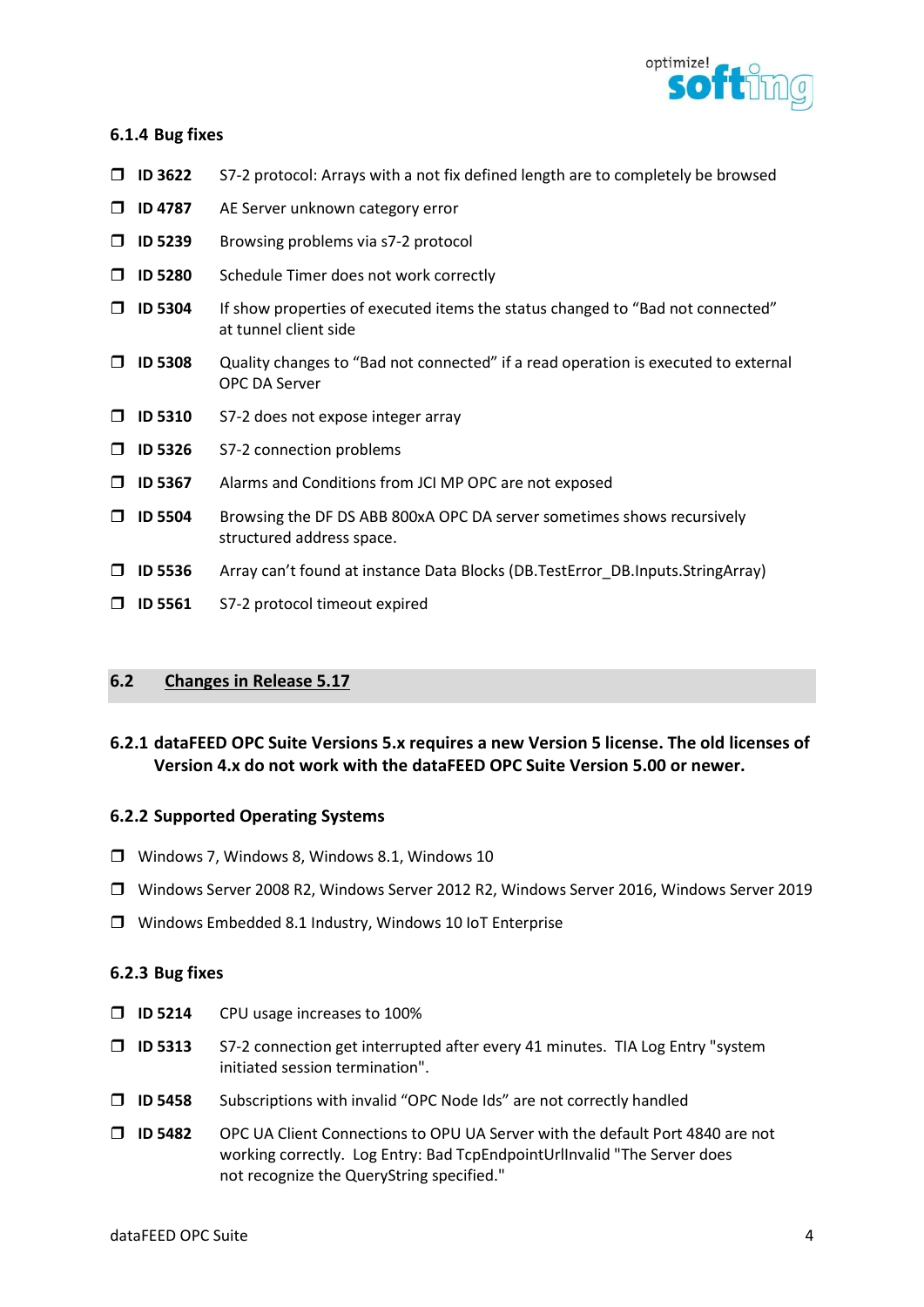### 6.1.4 Bug fixes

- **ID 3622** S7-2 protocol: Arrays with a not fix defined length are to completely be browsed
- **ID 4787** AE Server unknown category error
- **ID 5239** Browsing problems via s7-2 protocol
- **ID 5280** Schedule Timer does not work correctly
- **ID 5304** If show properties of executed items the status changed to “Bad not connected” at tunnel client side
- **ID 5308** Quality changes to “Bad not connected” if a read operation is executed to external OPC DA Server
- **ID 5310** S7-2 does not expose integer array
- **ID 5326** S7-2 connection problems
- **ID 5367** Alarms and Conditions from JCI MP OPC are not exposed
- **ID 5504** Browsing the DF DS ABB 800xA OPC DA server sometimes shows recursively structured address space.
- **ID 5536** Array can’t found at instance Data Blocks (DB.TestError_DB.Inputs.StringArray)
- **ID 5561** S7-2 protocol timeout expired

## 6.2 Changes in Release 5.17

### 6.2.1 dataFEED OPC Suite Versions 5.x requires a new Version 5 license. The old licenses of Version 4.x do not work with the dataFEED OPC Suite Version 5.00 or newer.

### 6.2.2 Supported Operating Systems

- Windows 7, Windows 8, Windows 8.1, Windows 10
- Windows Server 2008 R2, Windows Server 2012 R2, Windows Server 2016, Windows Server 2019
- Windows Embedded 8.1 Industry, Windows 10 IoT Enterprise

### 6.2.3 Bug fixes

- **ID 5214** CPU usage increases to 100%
- **ID 5313** S7-2 connection get interrupted after every 41 minutes. TIA Log Entry "system initiated session termination".
- **ID 5458** Subscriptions with invalid “OPC Node Ids” are not correctly handled
- **ID 5482** OPC UA Client Connections to OPU UA Server with the default Port 4840 are not working correctly. Log Entry: Bad TcpEndpointUrlInvalid "The Server does not recognize the QueryString specified."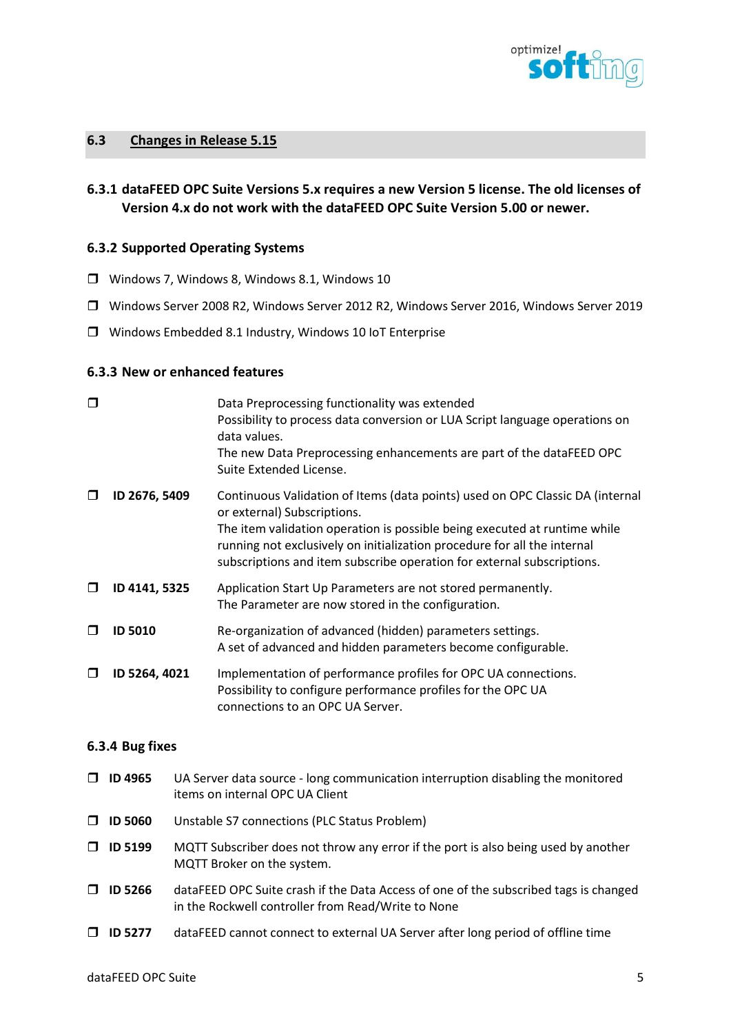## 6.3 Changes in Release 5.15

### 6.3.1 dataFEED OPC Suite Versions 5.x requires a new Version 5 license. The old licenses of Version 4.x do not work with the dataFEED OPC Suite Version 5.00 or newer.

### 6.3.2 Supported Operating Systems

- Windows 7, Windows 8, Windows 8.1, Windows 10
- Windows Server 2008 R2, Windows Server 2012 R2, Windows Server 2016, Windows Server 2019
- Windows Embedded 8.1 Industry, Windows 10 IoT Enterprise

### 6.3.3 New or enhanced features

- Data Preprocessing functionality was extended
  Possibility to process data conversion or LUA Script language operations on data values.
  The new Data Preprocessing enhancements are part of the dataFEED OPC Suite Extended License.
- **ID 2676, 5409** Continuous Validation of Items (data points) used on OPC Classic DA (internal or external) Subscriptions.
  The item validation operation is possible being executed at runtime while running not exclusively on initialization procedure for all the internal subscriptions and item subscribe operation for external subscriptions.
- **ID 4141, 5325** Application Start Up Parameters are not stored permanently.
  The Parameter are now stored in the configuration.
- **ID 5010** Re-organization of advanced (hidden) parameters settings.
  A set of advanced and hidden parameters become configurable.
- **ID 5264, 4021** Implementation of performance profiles for OPC UA connections.
  Possibility to configure performance profiles for the OPC UA connections to an OPC UA Server.

### 6.3.4 Bug fixes

- **ID 4965** UA Server data source - long communication interruption disabling the monitored items on internal OPC UA Client
- **ID 5060** Unstable S7 connections (PLC Status Problem)
- **ID 5199** MQTT Subscriber does not throw any error if the port is also being used by another MQTT Broker on the system.
- **ID 5266** dataFEED OPC Suite crash if the Data Access of one of the subscribed tags is changed in the Rockwell controller from Read/Write to None
- **ID 5277** dataFEED cannot connect to external UA Server after long period of offline time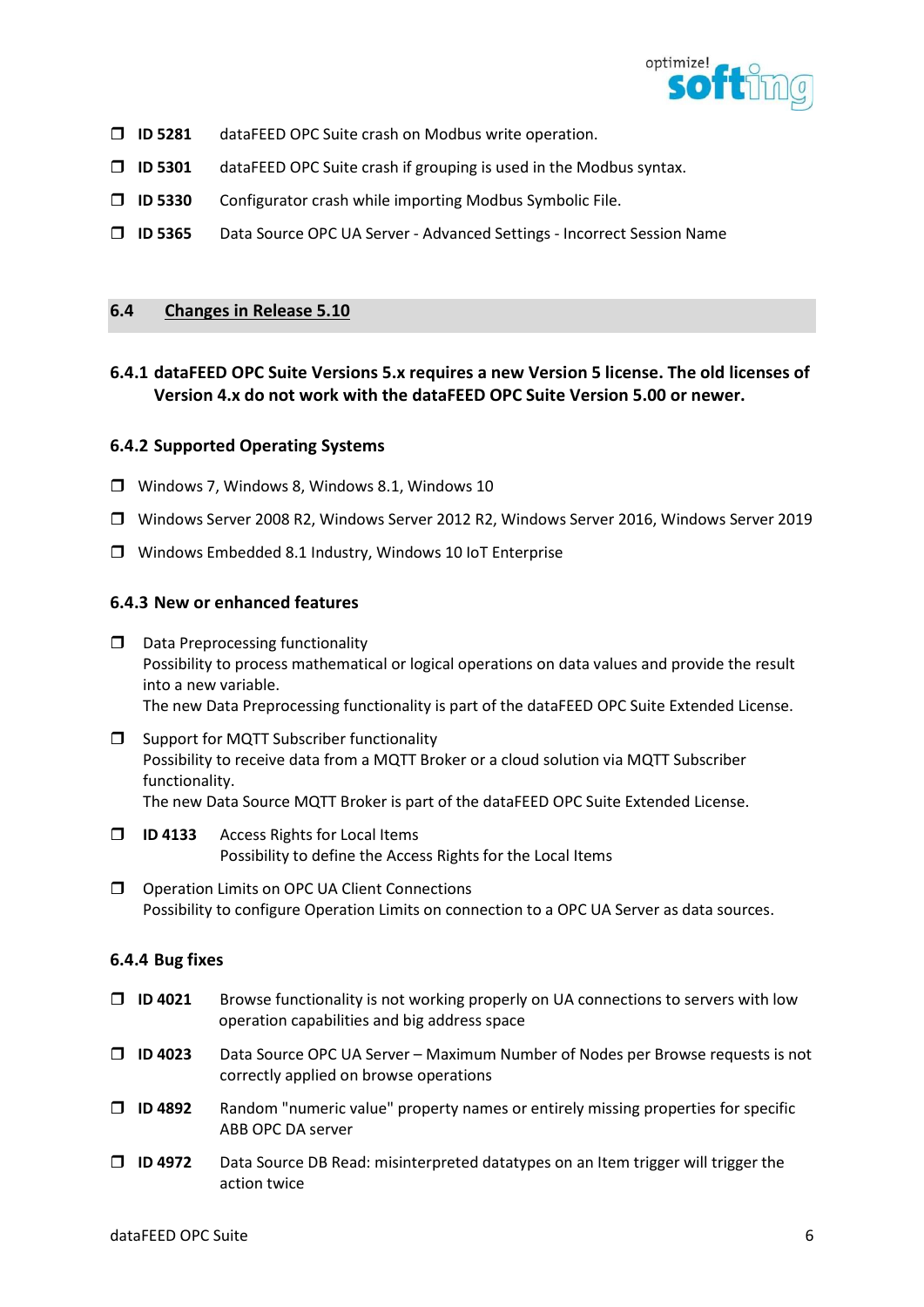- **ID 5281** dataFEED OPC Suite crash on Modbus write operation.
- **ID 5301** dataFEED OPC Suite crash if grouping is used in the Modbus syntax.
- **ID 5330** Configurator crash while importing Modbus Symbolic File.
- **ID 5365** Data Source OPC UA Server - Advanced Settings - Incorrect Session Name

## 6.4 Changes in Release 5.10

### 6.4.1 dataFEED OPC Suite Versions 5.x requires a new Version 5 license. The old licenses of Version 4.x do not work with the dataFEED OPC Suite Version 5.00 or newer.

### 6.4.2 Supported Operating Systems

- Windows 7, Windows 8, Windows 8.1, Windows 10
- Windows Server 2008 R2, Windows Server 2012 R2, Windows Server 2016, Windows Server 2019
- Windows Embedded 8.1 Industry, Windows 10 IoT Enterprise

### 6.4.3 New or enhanced features

- Data Preprocessing functionality
  Possibility to process mathematical or logical operations on data values and provide the result into a new variable.
  The new Data Preprocessing functionality is part of the dataFEED OPC Suite Extended License.
- Support for MQTT Subscriber functionality
  Possibility to receive data from a MQTT Broker or a cloud solution via MQTT Subscriber functionality.
  The new Data Source MQTT Broker is part of the dataFEED OPC Suite Extended License.
- **ID 4133** Access Rights for Local Items
  Possibility to define the Access Rights for the Local Items
- Operation Limits on OPC UA Client Connections
  Possibility to configure Operation Limits on connection to a OPC UA Server as data sources.

### 6.4.4 Bug fixes

- **ID 4021** Browse functionality is not working properly on UA connections to servers with low operation capabilities and big address space
- **ID 4023** Data Source OPC UA Server – Maximum Number of Nodes per Browse requests is not correctly applied on browse operations
- **ID 4892** Random "numeric value" property names or entirely missing properties for specific ABB OPC DA server
- **ID 4972** Data Source DB Read: misinterpreted datatypes on an Item trigger will trigger the action twice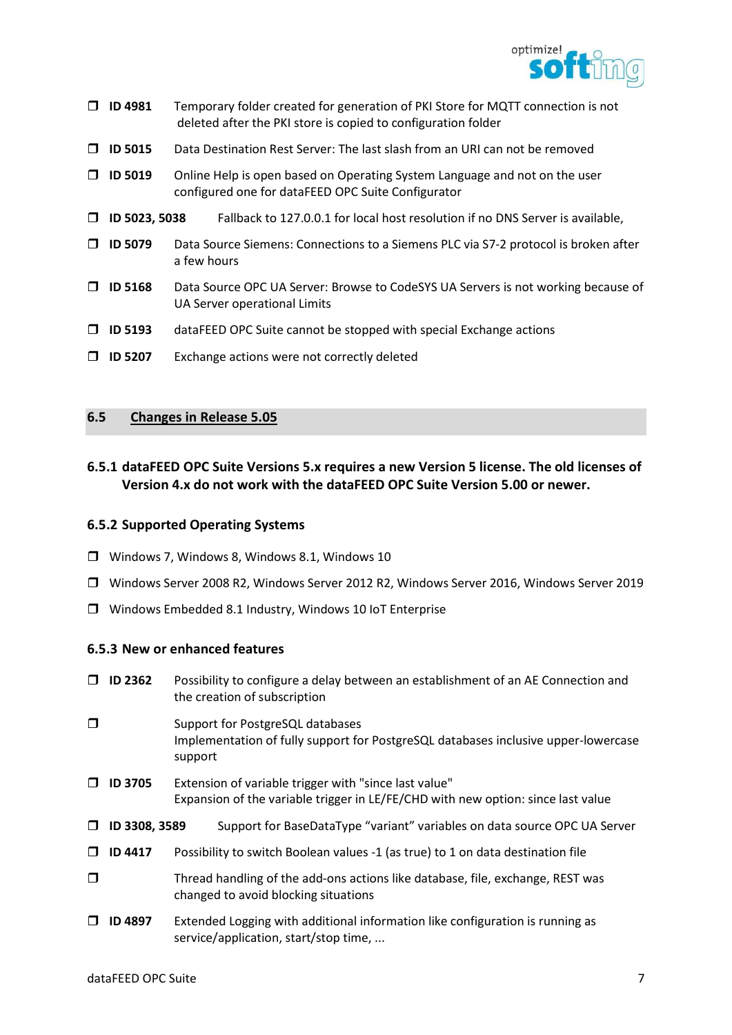- **ID 4981** Temporary folder created for generation of PKI Store for MQTT connection is not deleted after the PKI store is copied to configuration folder
- **ID 5015** Data Destination Rest Server: The last slash from an URI can not be removed
- **ID 5019** Online Help is open based on Operating System Language and not on the user configured one for dataFEED OPC Suite Configurator
- **ID 5023, 5038** Fallback to 127.0.0.1 for local host resolution if no DNS Server is available,
- **ID 5079** Data Source Siemens: Connections to a Siemens PLC via S7-2 protocol is broken after a few hours
- **ID 5168** Data Source OPC UA Server: Browse to CodeSYS UA Servers is not working because of UA Server operational Limits
- **ID 5193** dataFEED OPC Suite cannot be stopped with special Exchange actions
- **ID 5207** Exchange actions were not correctly deleted

## 6.5 Changes in Release 5.05

### 6.5.1 dataFEED OPC Suite Versions 5.x requires a new Version 5 license. The old licenses of Version 4.x do not work with the dataFEED OPC Suite Version 5.00 or newer.

### 6.5.2 Supported Operating Systems

- Windows 7, Windows 8, Windows 8.1, Windows 10
- Windows Server 2008 R2, Windows Server 2012 R2, Windows Server 2016, Windows Server 2019
- Windows Embedded 8.1 Industry, Windows 10 IoT Enterprise

### 6.5.3 New or enhanced features

- **ID 2362** Possibility to configure a delay between an establishment of an AE Connection and the creation of subscription
- Support for PostgreSQL databases
  Implementation of fully support for PostgreSQL databases inclusive upper-lowercase support
- **ID 3705** Extension of variable trigger with "since last value"
  Expansion of the variable trigger in LE/FE/CHD with new option: since last value
- **ID 3308, 3589** Support for BaseDataType “variant” variables on data source OPC UA Server
- **ID 4417** Possibility to switch Boolean values -1 (as true) to 1 on data destination file
- Thread handling of the add-ons actions like database, file, exchange, REST was changed to avoid blocking situations
- **ID 4897** Extended Logging with additional information like configuration is running as service/application, start/stop time, ...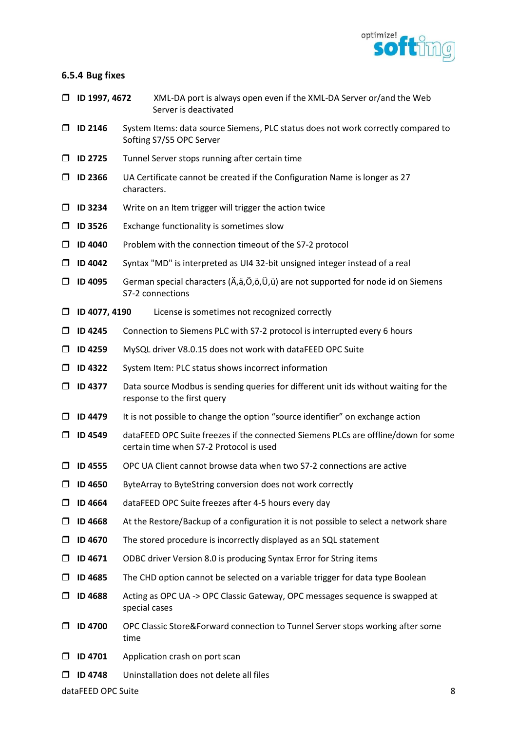### 6.5.4 Bug fixes

- **ID 1997, 4672** XML-DA port is always open even if the XML-DA Server or/and the Web Server is deactivated
- **ID 2146** System Items: data source Siemens, PLC status does not work correctly compared to Softing S7/S5 OPC Server
- **ID 2725** Tunnel Server stops running after certain time
- **ID 2366** UA Certificate cannot be created if the Configuration Name is longer as 27 characters.
- **ID 3234** Write on an Item trigger will trigger the action twice
- **ID 3526** Exchange functionality is sometimes slow
- **ID 4040** Problem with the connection timeout of the S7-2 protocol
- **ID 4042** Syntax "MD" is interpreted as UI4 32-bit unsigned integer instead of a real
- **ID 4095** German special characters (Ä,ä,Ö,ö,Ü,ü) are not supported for node id on Siemens S7-2 connections
- **ID 4077, 4190** License is sometimes not recognized correctly
- **ID 4245** Connection to Siemens PLC with S7-2 protocol is interrupted every 6 hours
- **ID 4259** MySQL driver V8.0.15 does not work with dataFEED OPC Suite
- **ID 4322** System Item: PLC status shows incorrect information
- **ID 4377** Data source Modbus is sending queries for different unit ids without waiting for the response to the first query
- **ID 4479** It is not possible to change the option “source identifier” on exchange action
- **ID 4549** dataFEED OPC Suite freezes if the connected Siemens PLCs are offline/down for some certain time when S7-2 Protocol is used
- **ID 4555** OPC UA Client cannot browse data when two S7-2 connections are active
- **ID 4650** ByteArray to ByteString conversion does not work correctly
- **ID 4664** dataFEED OPC Suite freezes after 4-5 hours every day
- **ID 4668** At the Restore/Backup of a configuration it is not possible to select a network share
- **ID 4670** The stored procedure is incorrectly displayed as an SQL statement
- **ID 4671** ODBC driver Version 8.0 is producing Syntax Error for String items
- **ID 4685** The CHD option cannot be selected on a variable trigger for data type Boolean
- **ID 4688** Acting as OPC UA -> OPC Classic Gateway, OPC messages sequence is swapped at special cases
- **ID 4700** OPC Classic Store&Forward connection to Tunnel Server stops working after some time
- **ID 4701** Application crash on port scan
- **ID 4748** Uninstallation does not delete all files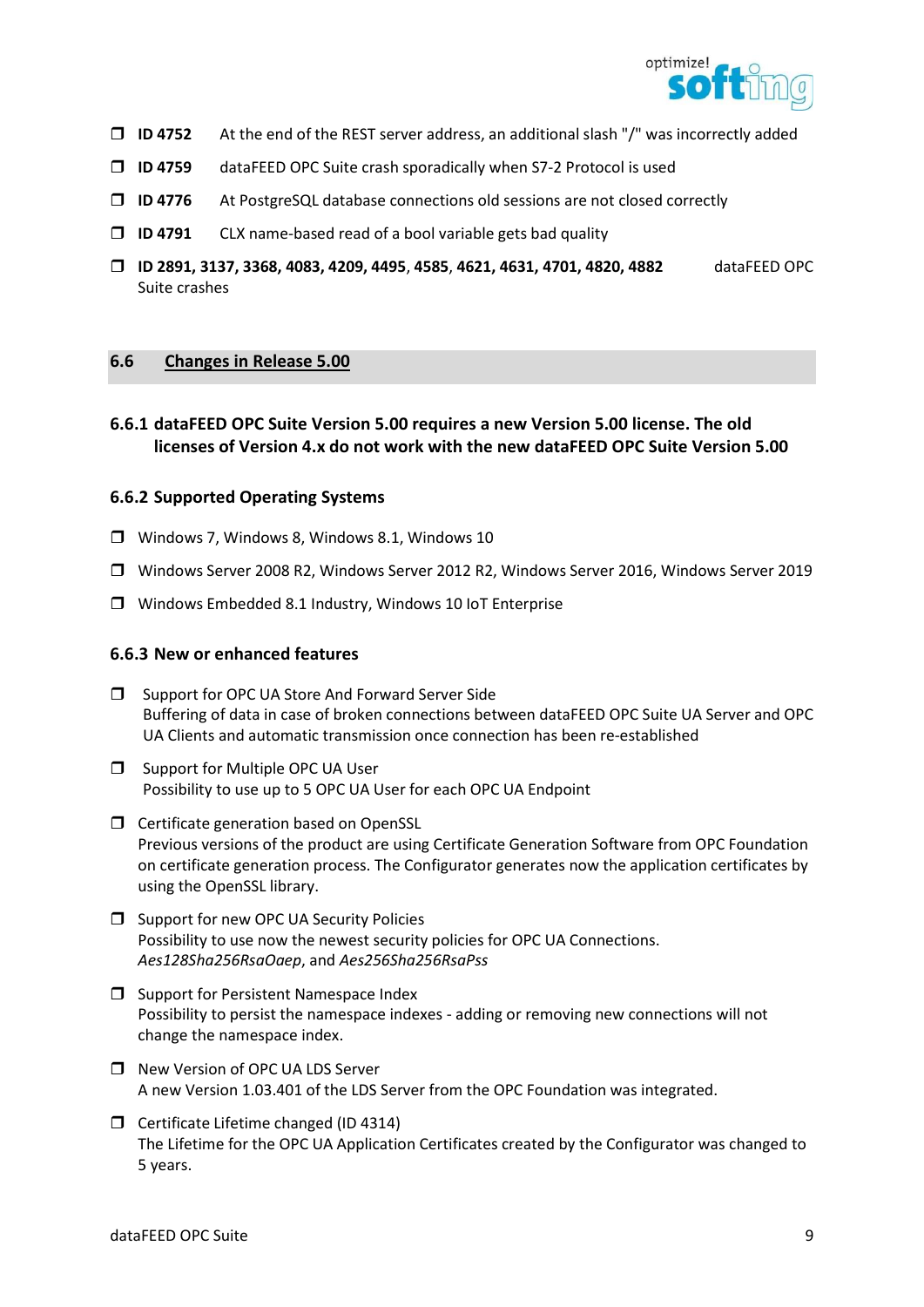- **ID 4752** At the end of the REST server address, an additional slash "/" was incorrectly added
- **ID 4759** dataFEED OPC Suite crash sporadically when S7-2 Protocol is used
- **ID 4776** At PostgreSQL database connections old sessions are not closed correctly
- **ID 4791** CLX name-based read of a bool variable gets bad quality
- **ID 2891, 3137, 3368, 4083, 4209, 4495, 4585, 4621, 4631, 4701, 4820, 4882** dataFEED OPC Suite crashes

## 6.6 Changes in Release 5.00

### 6.6.1 dataFEED OPC Suite Version 5.00 requires a new Version 5.00 license. The old licenses of Version 4.x do not work with the new dataFEED OPC Suite Version 5.00

### 6.6.2 Supported Operating Systems

- Windows 7, Windows 8, Windows 8.1, Windows 10
- Windows Server 2008 R2, Windows Server 2012 R2, Windows Server 2016, Windows Server 2019
- Windows Embedded 8.1 Industry, Windows 10 IoT Enterprise

### 6.6.3 New or enhanced features

- Support for OPC UA Store And Forward Server Side
  Buffering of data in case of broken connections between dataFEED OPC Suite UA Server and OPC UA Clients and automatic transmission once connection has been re-established
- Support for Multiple OPC UA User
  Possibility to use up to 5 OPC UA User for each OPC UA Endpoint
- Certificate generation based on OpenSSL
  Previous versions of the product are using Certificate Generation Software from OPC Foundation on certificate generation process. The Configurator generates now the application certificates by using the OpenSSL library.
- Support for new OPC UA Security Policies
  Possibility to use now the newest security policies for OPC UA Connections.
  *Aes128Sha256RsaOaep*, and *Aes256Sha256RsaPss*
- Support for Persistent Namespace Index
  Possibility to persist the namespace indexes - adding or removing new connections will not change the namespace index.
- New Version of OPC UA LDS Server
  A new Version 1.03.401 of the LDS Server from the OPC Foundation was integrated.
- Certificate Lifetime changed (ID 4314)
  The Lifetime for the OPC UA Application Certificates created by the Configurator was changed to 5 years.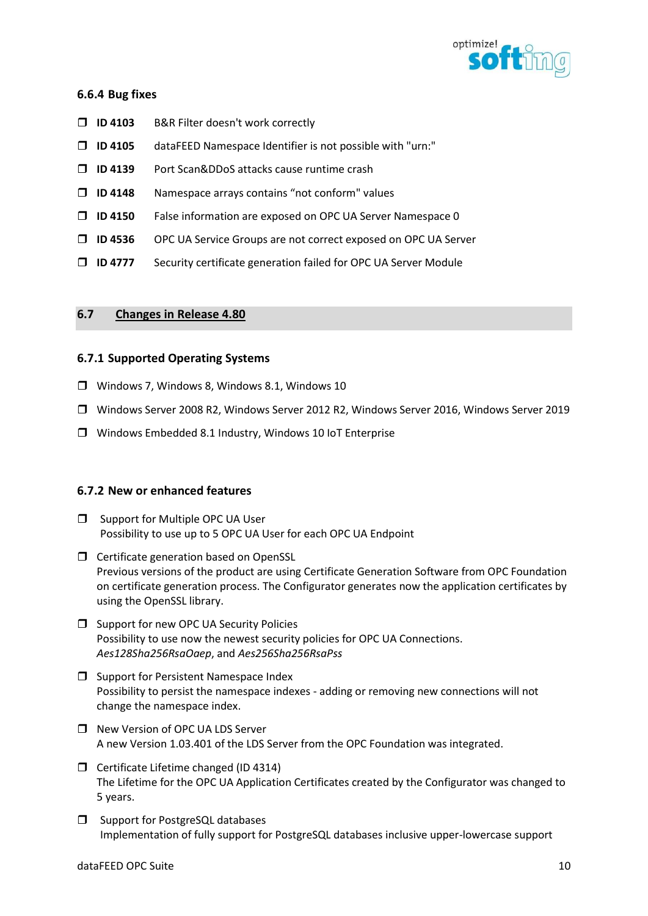### 6.6.4 Bug fixes

- **ID 4103** B&R Filter doesn't work correctly
- **ID 4105** dataFEED Namespace Identifier is not possible with "urn:"
- **ID 4139** Port Scan&DDoS attacks cause runtime crash
- **ID 4148** Namespace arrays contains “not conform" values
- **ID 4150** False information are exposed on OPC UA Server Namespace 0
- **ID 4536** OPC UA Service Groups are not correct exposed on OPC UA Server
- **ID 4777** Security certificate generation failed for OPC UA Server Module

## 6.7 Changes in Release 4.80

### 6.7.1 Supported Operating Systems

- Windows 7, Windows 8, Windows 8.1, Windows 10
- Windows Server 2008 R2, Windows Server 2012 R2, Windows Server 2016, Windows Server 2019
- Windows Embedded 8.1 Industry, Windows 10 IoT Enterprise

### 6.7.2 New or enhanced features

- Support for Multiple OPC UA User
  Possibility to use up to 5 OPC UA User for each OPC UA Endpoint
- Certificate generation based on OpenSSL
  Previous versions of the product are using Certificate Generation Software from OPC Foundation on certificate generation process. The Configurator generates now the application certificates by using the OpenSSL library.
- Support for new OPC UA Security Policies
  Possibility to use now the newest security policies for OPC UA Connections.
  *Aes128Sha256RsaOaep*, and *Aes256Sha256RsaPss*
- Support for Persistent Namespace Index
  Possibility to persist the namespace indexes - adding or removing new connections will not change the namespace index.
- New Version of OPC UA LDS Server
  A new Version 1.03.401 of the LDS Server from the OPC Foundation was integrated.
- Certificate Lifetime changed (ID 4314)
  The Lifetime for the OPC UA Application Certificates created by the Configurator was changed to 5 years.
- Support for PostgreSQL databases
  Implementation of fully support for PostgreSQL databases inclusive upper-lowercase support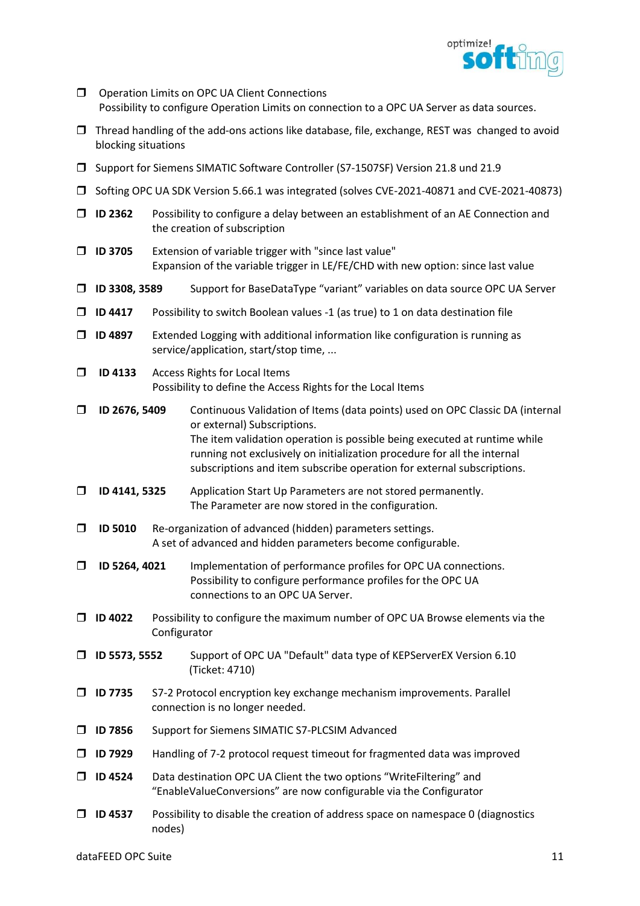- Operation Limits on OPC UA Client Connections
  Possibility to configure Operation Limits on connection to a OPC UA Server as data sources.
- Thread handling of the add-ons actions like database, file, exchange, REST was changed to avoid blocking situations
- Support for Siemens SIMATIC Software Controller (S7-1507SF) Version 21.8 und 21.9
- Softing OPC UA SDK Version 5.66.1 was integrated (solves CVE-2021-40871 and CVE-2021-40873)
- **ID 2362** Possibility to configure a delay between an establishment of an AE Connection and the creation of subscription
- **ID 3705** Extension of variable trigger with "since last value"
  Expansion of the variable trigger in LE/FE/CHD with new option: since last value
- **ID 3308, 3589** Support for BaseDataType “variant” variables on data source OPC UA Server
- **ID 4417** Possibility to switch Boolean values -1 (as true) to 1 on data destination file
- **ID 4897** Extended Logging with additional information like configuration is running as service/application, start/stop time, ...
- **ID 4133** Access Rights for Local Items
  Possibility to define the Access Rights for the Local Items
- **ID 2676, 5409** Continuous Validation of Items (data points) used on OPC Classic DA (internal or external) Subscriptions.
  The item validation operation is possible being executed at runtime while running not exclusively on initialization procedure for all the internal subscriptions and item subscribe operation for external subscriptions.
- **ID 4141, 5325** Application Start Up Parameters are not stored permanently.
  The Parameter are now stored in the configuration.
- **ID 5010** Re-organization of advanced (hidden) parameters settings.
  A set of advanced and hidden parameters become configurable.
- **ID 5264, 4021** Implementation of performance profiles for OPC UA connections.
  Possibility to configure performance profiles for the OPC UA connections to an OPC UA Server.
- **ID 4022** Possibility to configure the maximum number of OPC UA Browse elements via the Configurator
- **ID 5573, 5552** Support of OPC UA "Default" data type of KEPServerEX Version 6.10 (Ticket: 4710)
- **ID 7735** S7-2 Protocol encryption key exchange mechanism improvements. Parallel connection is no longer needed.
- **ID 7856** Support for Siemens SIMATIC S7-PLCSIM Advanced
- **ID 7929** Handling of 7-2 protocol request timeout for fragmented data was improved
- **ID 4524** Data destination OPC UA Client the two options “WriteFiltering” and “EnableValueConversions” are now configurable via the Configurator
- **ID 4537** Possibility to disable the creation of address space on namespace 0 (diagnostics nodes)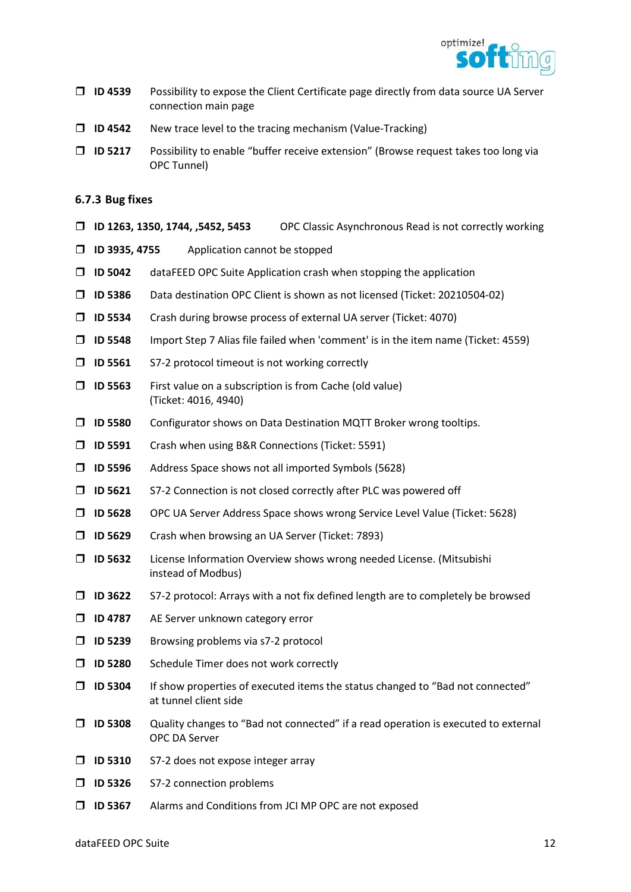- ❐ **ID 4539** Possibility to expose the Client Certificate page directly from data source UA Server connection main page
- ❐ **ID 4542** New trace level to the tracing mechanism (Value-Tracking)
- ❐ **ID 5217** Possibility to enable “buffer receive extension” (Browse request takes too long via OPC Tunnel)

### 6.7.3 Bug fixes

- ❐ **ID 1263, 1350, 1744, ,5452, 5453** OPC Classic Asynchronous Read is not correctly working
- ❐ **ID 3935, 4755** Application cannot be stopped
- ❐ **ID 5042** dataFEED OPC Suite Application crash when stopping the application
- ❐ **ID 5386** Data destination OPC Client is shown as not licensed (Ticket: 20210504-02)
- ❐ **ID 5534** Crash during browse process of external UA server (Ticket: 4070)
- ❐ **ID 5548** Import Step 7 Alias file failed when 'comment' is in the item name (Ticket: 4559)
- ❐ **ID 5561** S7-2 protocol timeout is not working correctly
- ❐ **ID 5563** First value on a subscription is from Cache (old value) (Ticket: 4016, 4940)
- ❐ **ID 5580** Configurator shows on Data Destination MQTT Broker wrong tooltips.
- ❐ **ID 5591** Crash when using B&R Connections (Ticket: 5591)
- ❐ **ID 5596** Address Space shows not all imported Symbols (5628)
- ❐ **ID 5621** S7-2 Connection is not closed correctly after PLC was powered off
- ❐ **ID 5628** OPC UA Server Address Space shows wrong Service Level Value (Ticket: 5628)
- ❐ **ID 5629** Crash when browsing an UA Server (Ticket: 7893)
- ❐ **ID 5632** License Information Overview shows wrong needed License. (Mitsubishi instead of Modbus)
- ❐ **ID 3622** S7-2 protocol: Arrays with a not fix defined length are to completely be browsed
- ❐ **ID 4787** AE Server unknown category error
- ❐ **ID 5239** Browsing problems via s7-2 protocol
- ❐ **ID 5280** Schedule Timer does not work correctly
- ❐ **ID 5304** If show properties of executed items the status changed to “Bad not connected” at tunnel client side
- ❐ **ID 5308** Quality changes to “Bad not connected” if a read operation is executed to external OPC DA Server
- ❐ **ID 5310** S7-2 does not expose integer array
- ❐ **ID 5326** S7-2 connection problems
- ❐ **ID 5367** Alarms and Conditions from JCI MP OPC are not exposed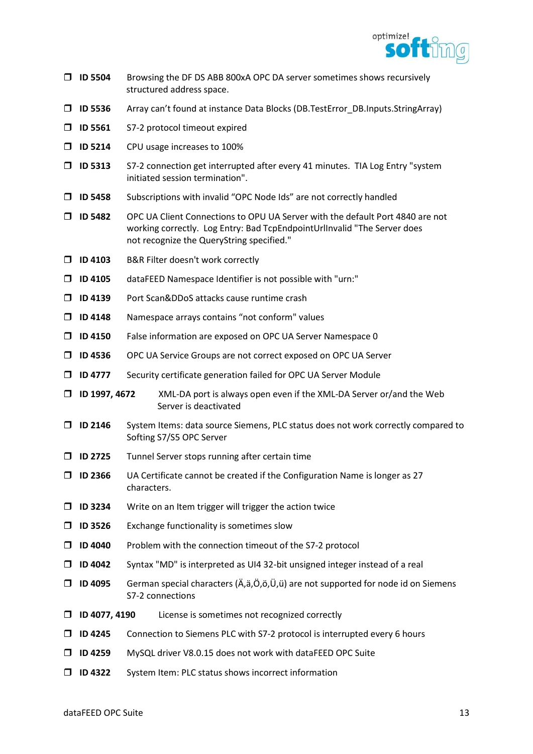- ❒ **ID 5504** Browsing the DF DS ABB 800xA OPC DA server sometimes shows recursively structured address space.
- ❒ **ID 5536** Array can't found at instance Data Blocks (DB.TestError_DB.Inputs.StringArray)
- ❒ **ID 5561** S7-2 protocol timeout expired
- ❒ **ID 5214** CPU usage increases to 100%
- ❒ **ID 5313** S7-2 connection get interrupted after every 41 minutes. TIA Log Entry "system initiated session termination".
- ❒ **ID 5458** Subscriptions with invalid "OPC Node Ids" are not correctly handled
- ❒ **ID 5482** OPC UA Client Connections to OPU UA Server with the default Port 4840 are not working correctly. Log Entry: Bad TcpEndpointUrlInvalid "The Server does not recognize the QueryString specified."
- ❒ **ID 4103** B&R Filter doesn't work correctly
- ❒ **ID 4105** dataFEED Namespace Identifier is not possible with "urn:"
- ❒ **ID 4139** Port Scan&DDoS attacks cause runtime crash
- ❒ **ID 4148** Namespace arrays contains "not conform" values
- ❒ **ID 4150** False information are exposed on OPC UA Server Namespace 0
- ❒ **ID 4536** OPC UA Service Groups are not correct exposed on OPC UA Server
- ❒ **ID 4777** Security certificate generation failed for OPC UA Server Module
- ❒ **ID 1997, 4672** XML-DA port is always open even if the XML-DA Server or/and the Web Server is deactivated
- ❒ **ID 2146** System Items: data source Siemens, PLC status does not work correctly compared to Softing S7/S5 OPC Server
- ❒ **ID 2725** Tunnel Server stops running after certain time
- ❒ **ID 2366** UA Certificate cannot be created if the Configuration Name is longer as 27 characters.
- ❒ **ID 3234** Write on an Item trigger will trigger the action twice
- ❒ **ID 3526** Exchange functionality is sometimes slow
- ❒ **ID 4040** Problem with the connection timeout of the S7-2 protocol
- ❒ **ID 4042** Syntax "MD" is interpreted as UI4 32-bit unsigned integer instead of a real
- ❒ **ID 4095** German special characters (Ä,ä,Ö,ö,Ü,ü) are not supported for node id on Siemens S7-2 connections
- ❒ **ID 4077, 4190** License is sometimes not recognized correctly
- ❒ **ID 4245** Connection to Siemens PLC with S7-2 protocol is interrupted every 6 hours
- ❒ **ID 4259** MySQL driver V8.0.15 does not work with dataFEED OPC Suite
- ❒ **ID 4322** System Item: PLC status shows incorrect information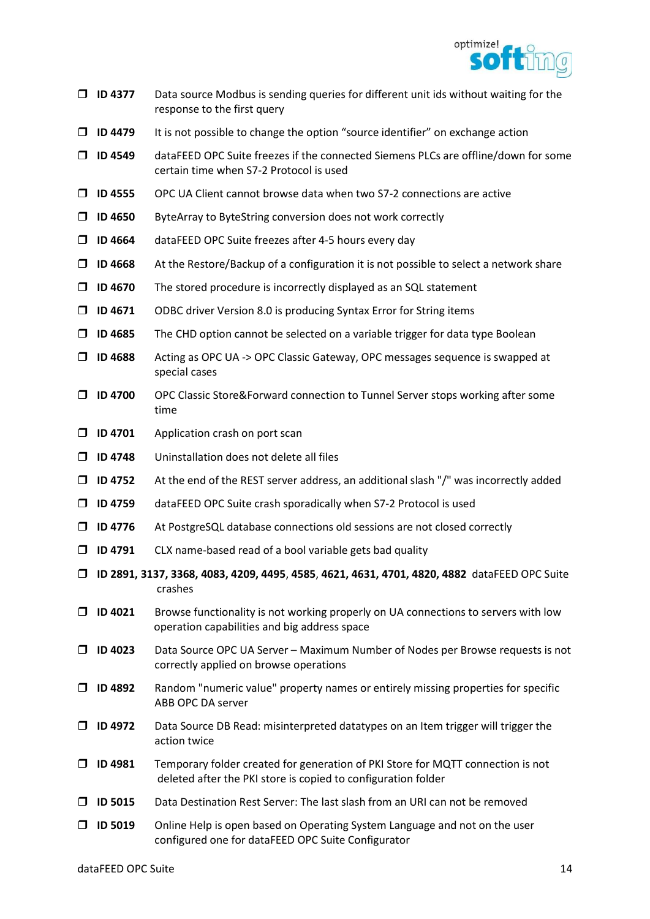- ❒ **ID 4377** Data source Modbus is sending queries for different unit ids without waiting for the response to the first query
- ❒ **ID 4479** It is not possible to change the option “source identifier” on exchange action
- ❒ **ID 4549** dataFEED OPC Suite freezes if the connected Siemens PLCs are offline/down for some certain time when S7-2 Protocol is used
- ❒ **ID 4555** OPC UA Client cannot browse data when two S7-2 connections are active
- ❒ **ID 4650** ByteArray to ByteString conversion does not work correctly
- ❒ **ID 4664** dataFEED OPC Suite freezes after 4-5 hours every day
- ❒ **ID 4668** At the Restore/Backup of a configuration it is not possible to select a network share
- ❒ **ID 4670** The stored procedure is incorrectly displayed as an SQL statement
- ❒ **ID 4671** ODBC driver Version 8.0 is producing Syntax Error for String items
- ❒ **ID 4685** The CHD option cannot be selected on a variable trigger for data type Boolean
- ❒ **ID 4688** Acting as OPC UA -> OPC Classic Gateway, OPC messages sequence is swapped at special cases
- ❒ **ID 4700** OPC Classic Store&Forward connection to Tunnel Server stops working after some time
- ❒ **ID 4701** Application crash on port scan
- ❒ **ID 4748** Uninstallation does not delete all files
- ❒ **ID 4752** At the end of the REST server address, an additional slash "/" was incorrectly added
- ❒ **ID 4759** dataFEED OPC Suite crash sporadically when S7-2 Protocol is used
- ❒ **ID 4776** At PostgreSQL database connections old sessions are not closed correctly
- ❒ **ID 4791** CLX name-based read of a bool variable gets bad quality
- ❒ **ID 2891, 3137, 3368, 4083, 4209, 4495, 4585, 4621, 4631, 4701, 4820, 4882** dataFEED OPC Suite crashes
- ❒ **ID 4021** Browse functionality is not working properly on UA connections to servers with low operation capabilities and big address space
- ❒ **ID 4023** Data Source OPC UA Server – Maximum Number of Nodes per Browse requests is not correctly applied on browse operations
- ❒ **ID 4892** Random "numeric value" property names or entirely missing properties for specific ABB OPC DA server
- ❒ **ID 4972** Data Source DB Read: misinterpreted datatypes on an Item trigger will trigger the action twice
- ❒ **ID 4981** Temporary folder created for generation of PKI Store for MQTT connection is not deleted after the PKI store is copied to configuration folder
- ❒ **ID 5015** Data Destination Rest Server: The last slash from an URI can not be removed
- ❒ **ID 5019** Online Help is open based on Operating System Language and not on the user configured one for dataFEED OPC Suite Configurator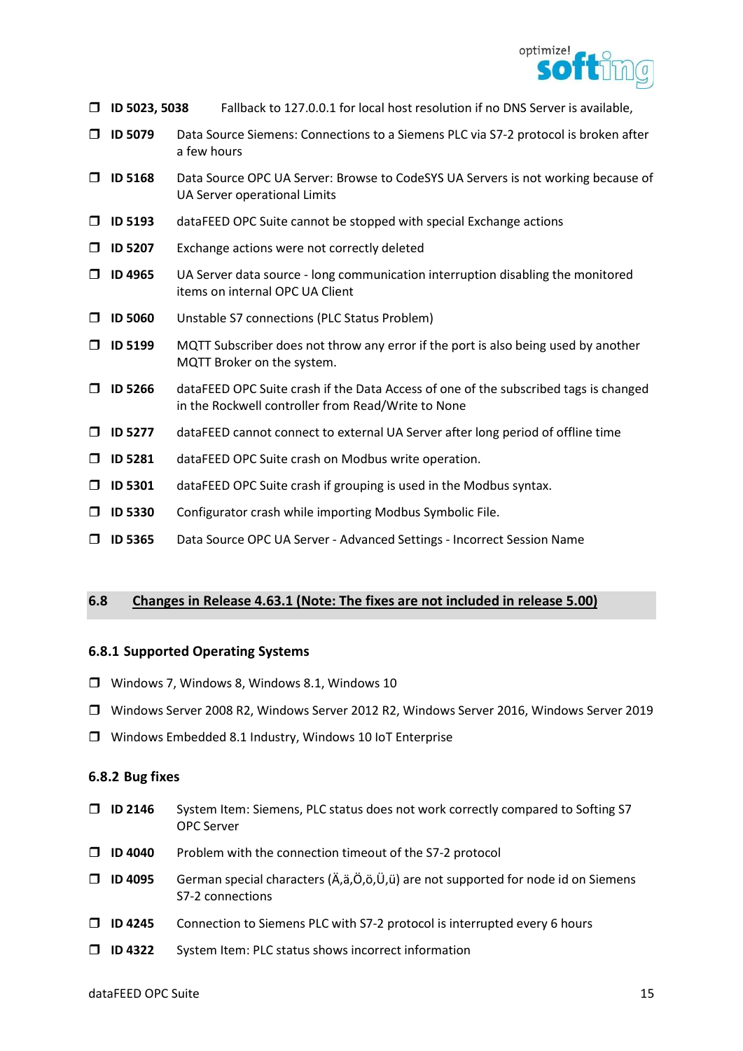- **ID 5023, 5038** Fallback to 127.0.0.1 for local host resolution if no DNS Server is available,
- **ID 5079** Data Source Siemens: Connections to a Siemens PLC via S7-2 protocol is broken after a few hours
- **ID 5168** Data Source OPC UA Server: Browse to CodeSYS UA Servers is not working because of UA Server operational Limits
- **ID 5193** dataFEED OPC Suite cannot be stopped with special Exchange actions
- **ID 5207** Exchange actions were not correctly deleted
- **ID 4965** UA Server data source - long communication interruption disabling the monitored items on internal OPC UA Client
- **ID 5060** Unstable S7 connections (PLC Status Problem)
- **ID 5199** MQTT Subscriber does not throw any error if the port is also being used by another MQTT Broker on the system.
- **ID 5266** dataFEED OPC Suite crash if the Data Access of one of the subscribed tags is changed in the Rockwell controller from Read/Write to None
- **ID 5277** dataFEED cannot connect to external UA Server after long period of offline time
- **ID 5281** dataFEED OPC Suite crash on Modbus write operation.
- **ID 5301** dataFEED OPC Suite crash if grouping is used in the Modbus syntax.
- **ID 5330** Configurator crash while importing Modbus Symbolic File.
- **ID 5365** Data Source OPC UA Server - Advanced Settings - Incorrect Session Name

## 6.8 Changes in Release 4.63.1 (Note: The fixes are not included in release 5.00)

### 6.8.1 Supported Operating Systems

- Windows 7, Windows 8, Windows 8.1, Windows 10
- Windows Server 2008 R2, Windows Server 2012 R2, Windows Server 2016, Windows Server 2019
- Windows Embedded 8.1 Industry, Windows 10 IoT Enterprise

### 6.8.2 Bug fixes

- **ID 2146** System Item: Siemens, PLC status does not work correctly compared to Softing S7 OPC Server
- **ID 4040** Problem with the connection timeout of the S7-2 protocol
- **ID 4095** German special characters (Ä,ä,Ö,ö,Ü,ü) are not supported for node id on Siemens S7-2 connections
- **ID 4245** Connection to Siemens PLC with S7-2 protocol is interrupted every 6 hours
- **ID 4322** System Item: PLC status shows incorrect information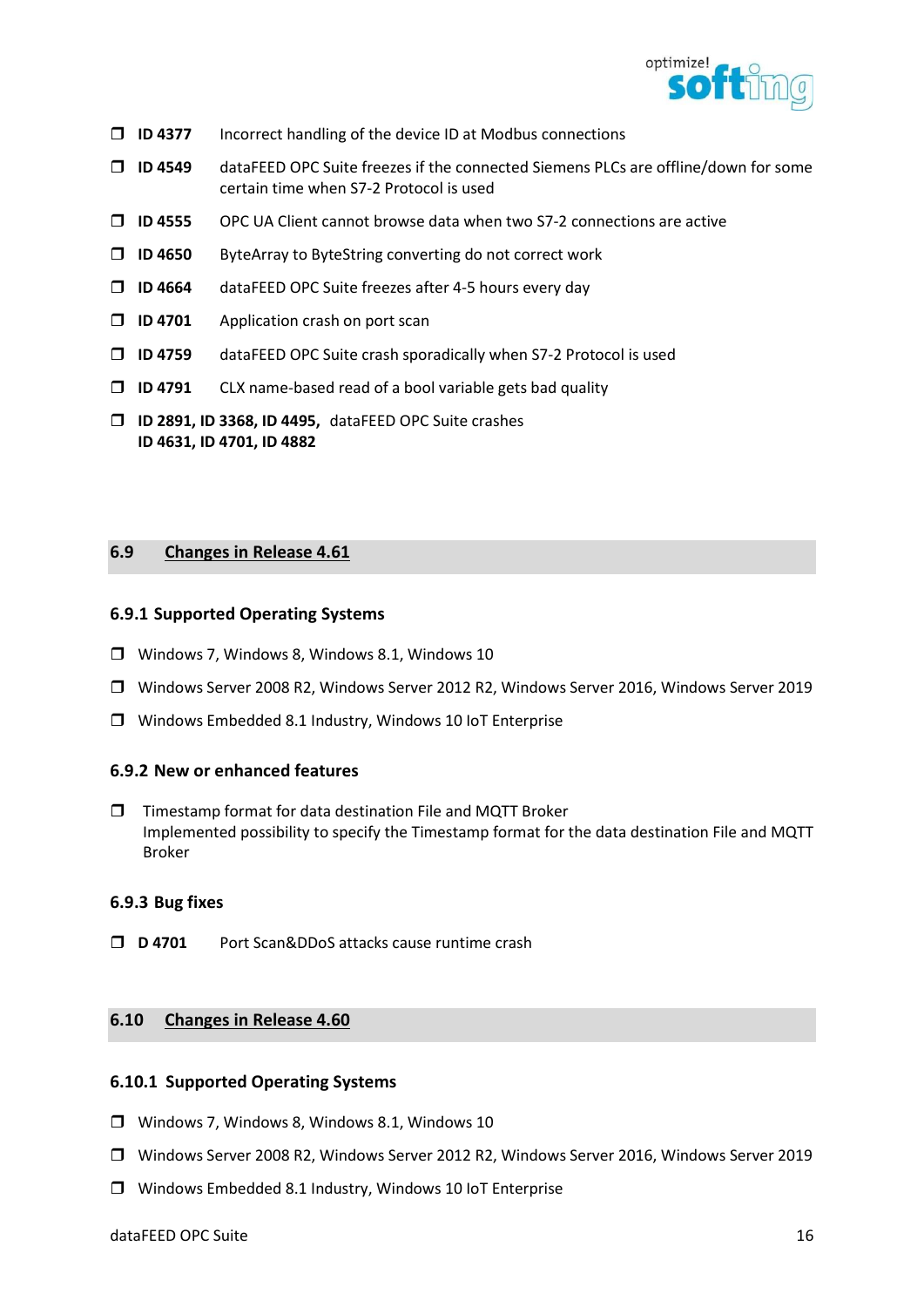- **ID 4377** Incorrect handling of the device ID at Modbus connections
- **ID 4549** dataFEED OPC Suite freezes if the connected Siemens PLCs are offline/down for some certain time when S7-2 Protocol is used
- **ID 4555** OPC UA Client cannot browse data when two S7-2 connections are active
- **ID 4650** ByteArray to ByteString converting do not correct work
- **ID 4664** dataFEED OPC Suite freezes after 4-5 hours every day
- **ID 4701** Application crash on port scan
- **ID 4759** dataFEED OPC Suite crash sporadically when S7-2 Protocol is used
- **ID 4791** CLX name-based read of a bool variable gets bad quality
- **ID 2891, ID 3368, ID 4495, ID 4631, ID 4701, ID 4882** dataFEED OPC Suite crashes

## 6.9 Changes in Release 4.61

### 6.9.1 Supported Operating Systems

- Windows 7, Windows 8, Windows 8.1, Windows 10
- Windows Server 2008 R2, Windows Server 2012 R2, Windows Server 2016, Windows Server 2019
- Windows Embedded 8.1 Industry, Windows 10 IoT Enterprise

### 6.9.2 New or enhanced features

- Timestamp format for data destination File and MQTT Broker
  Implemented possibility to specify the Timestamp format for the data destination File and MQTT Broker

### 6.9.3 Bug fixes

- **D 4701** Port Scan&DDoS attacks cause runtime crash

## 6.10 Changes in Release 4.60

### 6.10.1 Supported Operating Systems

- Windows 7, Windows 8, Windows 8.1, Windows 10
- Windows Server 2008 R2, Windows Server 2012 R2, Windows Server 2016, Windows Server 2019
- Windows Embedded 8.1 Industry, Windows 10 IoT Enterprise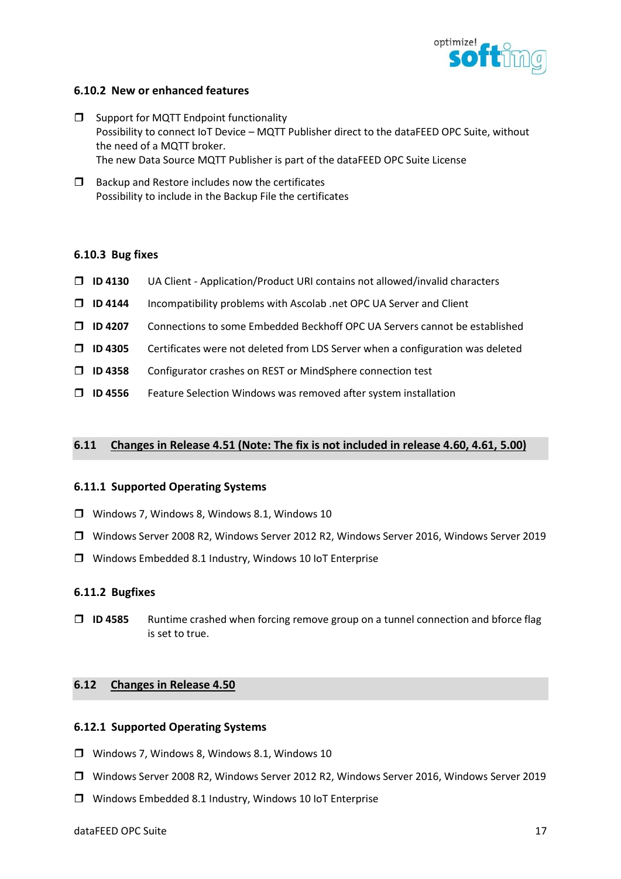### 6.10.2 New or enhanced features

- Support for MQTT Endpoint functionality
  Possibility to connect IoT Device – MQTT Publisher direct to the dataFEED OPC Suite, without the need of a MQTT broker.
  The new Data Source MQTT Publisher is part of the dataFEED OPC Suite License
- Backup and Restore includes now the certificates
  Possibility to include in the Backup File the certificates

### 6.10.3 Bug fixes

- **ID 4130** UA Client - Application/Product URI contains not allowed/invalid characters
- **ID 4144** Incompatibility problems with Ascolab .net OPC UA Server and Client
- **ID 4207** Connections to some Embedded Beckhoff OPC UA Servers cannot be established
- **ID 4305** Certificates were not deleted from LDS Server when a configuration was deleted
- **ID 4358** Configurator crashes on REST or MindSphere connection test
- **ID 4556** Feature Selection Windows was removed after system installation

## 6.11 Changes in Release 4.51 (Note: The fix is not included in release 4.60, 4.61, 5.00)

### 6.11.1 Supported Operating Systems

- Windows 7, Windows 8, Windows 8.1, Windows 10
- Windows Server 2008 R2, Windows Server 2012 R2, Windows Server 2016, Windows Server 2019
- Windows Embedded 8.1 Industry, Windows 10 IoT Enterprise

### 6.11.2 Bugfixes

- **ID 4585** Runtime crashed when forcing remove group on a tunnel connection and bforce flag is set to true.

## 6.12 Changes in Release 4.50

### 6.12.1 Supported Operating Systems

- Windows 7, Windows 8, Windows 8.1, Windows 10
- Windows Server 2008 R2, Windows Server 2012 R2, Windows Server 2016, Windows Server 2019
- Windows Embedded 8.1 Industry, Windows 10 IoT Enterprise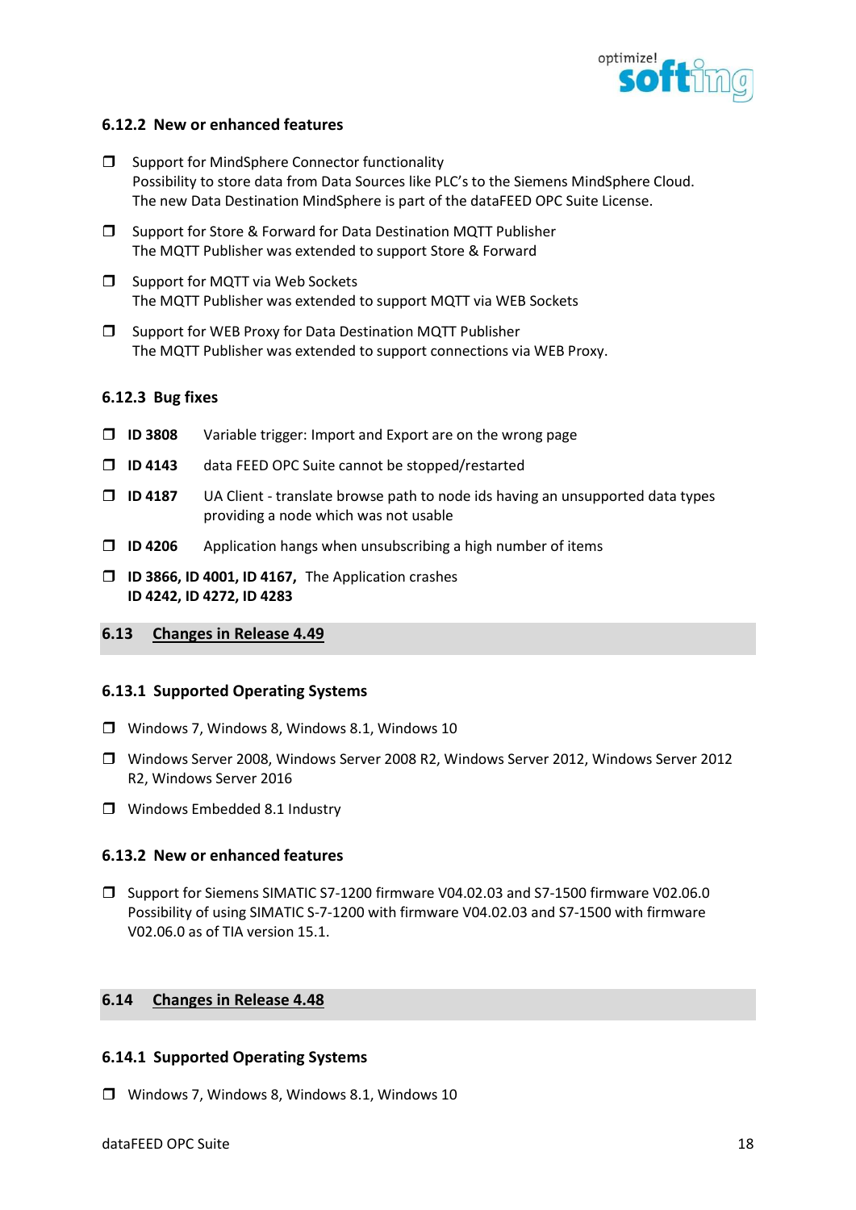### 6.12.2 New or enhanced features

- Support for MindSphere Connector functionality
  Possibility to store data from Data Sources like PLC's to the Siemens MindSphere Cloud.
  The new Data Destination MindSphere is part of the dataFEED OPC Suite License.
- Support for Store & Forward for Data Destination MQTT Publisher
  The MQTT Publisher was extended to support Store & Forward
- Support for MQTT via Web Sockets
  The MQTT Publisher was extended to support MQTT via WEB Sockets
- Support for WEB Proxy for Data Destination MQTT Publisher
  The MQTT Publisher was extended to support connections via WEB Proxy.

### 6.12.3 Bug fixes

- **ID 3808** Variable trigger: Import and Export are on the wrong page
- **ID 4143** data FEED OPC Suite cannot be stopped/restarted
- **ID 4187** UA Client - translate browse path to node ids having an unsupported data types providing a node which was not usable
- **ID 4206** Application hangs when unsubscribing a high number of items
- **ID 3866, ID 4001, ID 4167, ID 4242, ID 4272, ID 4283** The Application crashes

## 6.13 Changes in Release 4.49

### 6.13.1 Supported Operating Systems

- Windows 7, Windows 8, Windows 8.1, Windows 10
- Windows Server 2008, Windows Server 2008 R2, Windows Server 2012, Windows Server 2012 R2, Windows Server 2016
- Windows Embedded 8.1 Industry

### 6.13.2 New or enhanced features

- Support for Siemens SIMATIC S7-1200 firmware V04.02.03 and S7-1500 firmware V02.06.0
  Possibility of using SIMATIC S-7-1200 with firmware V04.02.03 and S7-1500 with firmware V02.06.0 as of TIA version 15.1.

## 6.14 Changes in Release 4.48

### 6.14.1 Supported Operating Systems

- Windows 7, Windows 8, Windows 8.1, Windows 10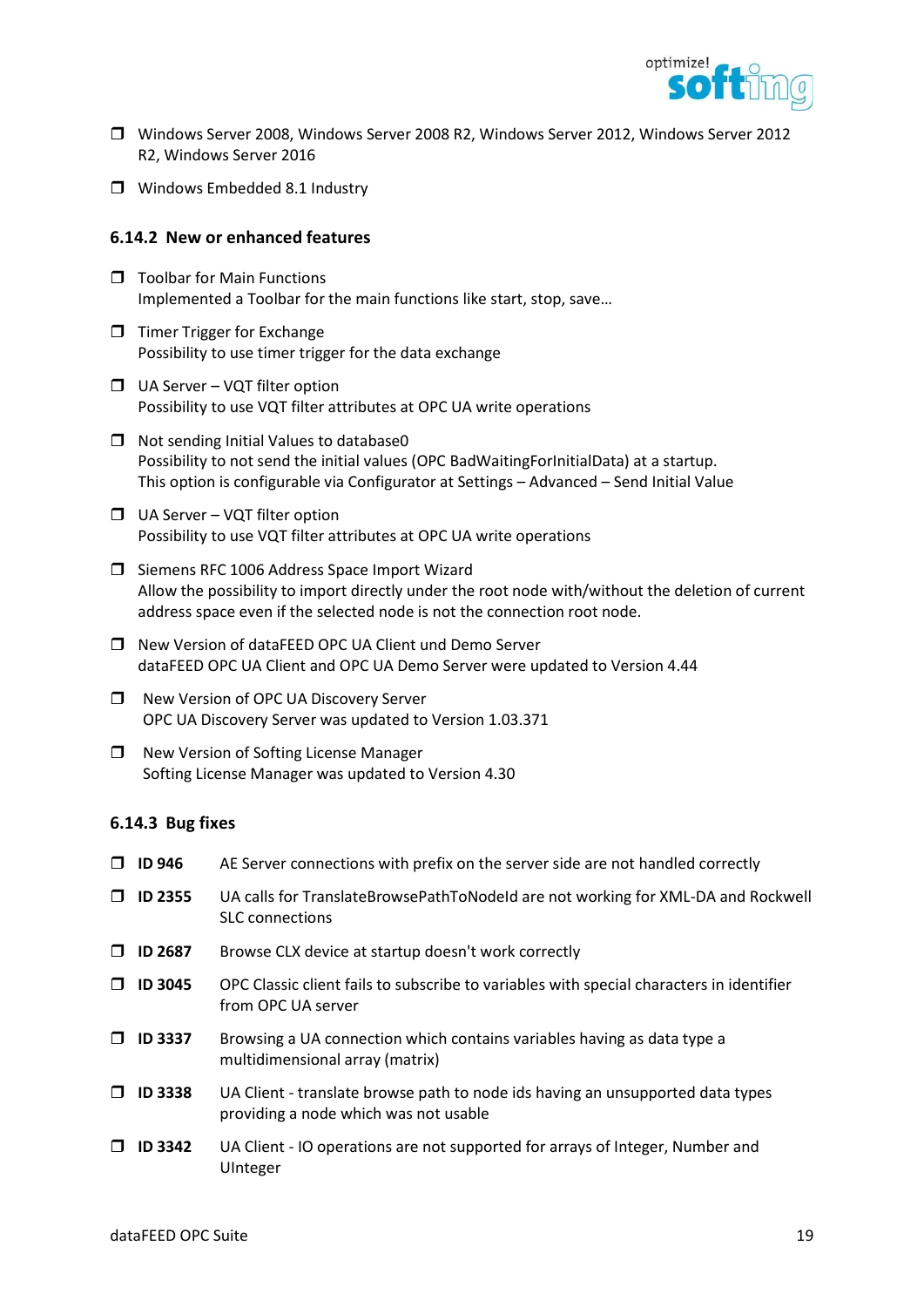- Windows Server 2008, Windows Server 2008 R2, Windows Server 2012, Windows Server 2012 R2, Windows Server 2016
- Windows Embedded 8.1 Industry

### 6.14.2 New or enhanced features

- Toolbar for Main Functions
  Implemented a Toolbar for the main functions like start, stop, save…
- Timer Trigger for Exchange
  Possibility to use timer trigger for the data exchange
- UA Server – VQT filter option
  Possibility to use VQT filter attributes at OPC UA write operations
- Not sending Initial Values to database0
  Possibility to not send the initial values (OPC BadWaitingForInitialData) at a startup.
  This option is configurable via Configurator at Settings – Advanced – Send Initial Value
- UA Server – VQT filter option
  Possibility to use VQT filter attributes at OPC UA write operations
- Siemens RFC 1006 Address Space Import Wizard
  Allow the possibility to import directly under the root node with/without the deletion of current address space even if the selected node is not the connection root node.
- New Version of dataFEED OPC UA Client und Demo Server
  dataFEED OPC UA Client and OPC UA Demo Server were updated to Version 4.44
- New Version of OPC UA Discovery Server
  OPC UA Discovery Server was updated to Version 1.03.371
- New Version of Softing License Manager
  Softing License Manager was updated to Version 4.30

### 6.14.3 Bug fixes

- **ID 946** AE Server connections with prefix on the server side are not handled correctly
- **ID 2355** UA calls for TranslateBrowsePathToNodeId are not working for XML-DA and Rockwell SLC connections
- **ID 2687** Browse CLX device at startup doesn't work correctly
- **ID 3045** OPC Classic client fails to subscribe to variables with special characters in identifier from OPC UA server
- **ID 3337** Browsing a UA connection which contains variables having as data type a multidimensional array (matrix)
- **ID 3338** UA Client - translate browse path to node ids having an unsupported data types providing a node which was not usable
- **ID 3342** UA Client - IO operations are not supported for arrays of Integer, Number and UInteger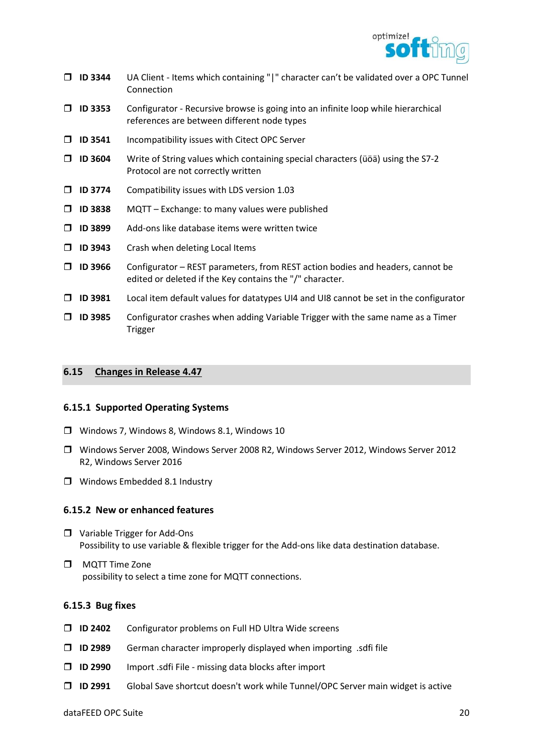- **ID 3344** UA Client - Items which containing "|" character can't be validated over a OPC Tunnel Connection
- **ID 3353** Configurator - Recursive browse is going into an infinite loop while hierarchical references are between different node types
- **ID 3541** Incompatibility issues with Citect OPC Server
- **ID 3604** Write of String values which containing special characters (üöä) using the S7-2 Protocol are not correctly written
- **ID 3774** Compatibility issues with LDS version 1.03
- **ID 3838** MQTT – Exchange: to many values were published
- **ID 3899** Add-ons like database items were written twice
- **ID 3943** Crash when deleting Local Items
- **ID 3966** Configurator – REST parameters, from REST action bodies and headers, cannot be edited or deleted if the Key contains the "/" character.
- **ID 3981** Local item default values for datatypes UI4 and UI8 cannot be set in the configurator
- **ID 3985** Configurator crashes when adding Variable Trigger with the same name as a Timer Trigger

## 6.15 Changes in Release 4.47

### 6.15.1 Supported Operating Systems

- Windows 7, Windows 8, Windows 8.1, Windows 10
- Windows Server 2008, Windows Server 2008 R2, Windows Server 2012, Windows Server 2012 R2, Windows Server 2016
- Windows Embedded 8.1 Industry

### 6.15.2 New or enhanced features

- Variable Trigger for Add-Ons
  Possibility to use variable & flexible trigger for the Add-ons like data destination database.
- MQTT Time Zone
  possibility to select a time zone for MQTT connections.

### 6.15.3 Bug fixes

- **ID 2402** Configurator problems on Full HD Ultra Wide screens
- **ID 2989** German character improperly displayed when importing .sdfi file
- **ID 2990** Import .sdfi File - missing data blocks after import
- **ID 2991** Global Save shortcut doesn't work while Tunnel/OPC Server main widget is active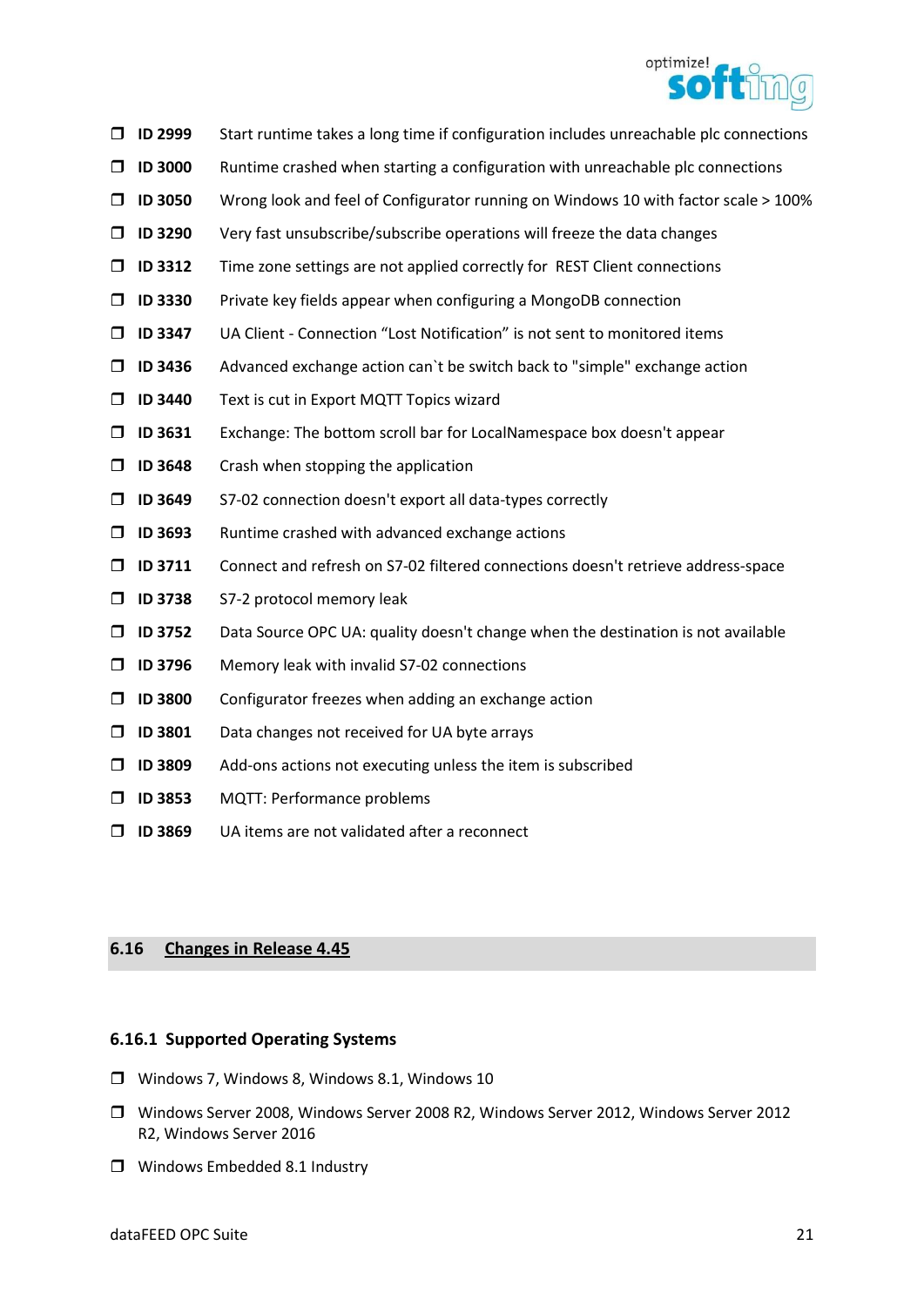- **ID 2999** Start runtime takes a long time if configuration includes unreachable plc connections
- **ID 3000** Runtime crashed when starting a configuration with unreachable plc connections
- **ID 3050** Wrong look and feel of Configurator running on Windows 10 with factor scale > 100%
- **ID 3290** Very fast unsubscribe/subscribe operations will freeze the data changes
- **ID 3312** Time zone settings are not applied correctly for REST Client connections
- **ID 3330** Private key fields appear when configuring a MongoDB connection
- **ID 3347** UA Client - Connection “Lost Notification” is not sent to monitored items
- **ID 3436** Advanced exchange action can`t be switch back to "simple" exchange action
- **ID 3440** Text is cut in Export MQTT Topics wizard
- **ID 3631** Exchange: The bottom scroll bar for LocalNamespace box doesn't appear
- **ID 3648** Crash when stopping the application
- **ID 3649** S7-02 connection doesn't export all data-types correctly
- **ID 3693** Runtime crashed with advanced exchange actions
- **ID 3711** Connect and refresh on S7-02 filtered connections doesn't retrieve address-space
- **ID 3738** S7-2 protocol memory leak
- **ID 3752** Data Source OPC UA: quality doesn't change when the destination is not available
- **ID 3796** Memory leak with invalid S7-02 connections
- **ID 3800** Configurator freezes when adding an exchange action
- **ID 3801** Data changes not received for UA byte arrays
- **ID 3809** Add-ons actions not executing unless the item is subscribed
- **ID 3853** MQTT: Performance problems
- **ID 3869** UA items are not validated after a reconnect

## 6.16 Changes in Release 4.45

### 6.16.1 Supported Operating Systems

- Windows 7, Windows 8, Windows 8.1, Windows 10
- Windows Server 2008, Windows Server 2008 R2, Windows Server 2012, Windows Server 2012 R2, Windows Server 2016
- Windows Embedded 8.1 Industry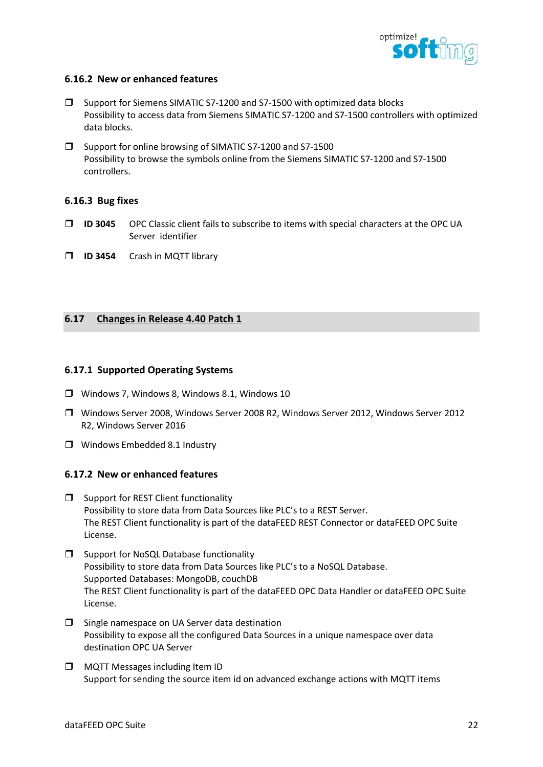### 6.16.2 New or enhanced features

- Support for Siemens SIMATIC S7-1200 and S7-1500 with optimized data blocks
  Possibility to access data from Siemens SIMATIC S7-1200 and S7-1500 controllers with optimized data blocks.
- Support for online browsing of SIMATIC S7-1200 and S7-1500
  Possibility to browse the symbols online from the Siemens SIMATIC S7-1200 and S7-1500 controllers.

### 6.16.3 Bug fixes

- **ID 3045** OPC Classic client fails to subscribe to items with special characters at the OPC UA Server identifier
- **ID 3454** Crash in MQTT library

## 6.17 Changes in Release 4.40 Patch 1

### 6.17.1 Supported Operating Systems

- Windows 7, Windows 8, Windows 8.1, Windows 10
- Windows Server 2008, Windows Server 2008 R2, Windows Server 2012, Windows Server 2012 R2, Windows Server 2016
- Windows Embedded 8.1 Industry

### 6.17.2 New or enhanced features

- Support for REST Client functionality
  Possibility to store data from Data Sources like PLC's to a REST Server.
  The REST Client functionality is part of the dataFEED REST Connector or dataFEED OPC Suite License.
- Support for NoSQL Database functionality
  Possibility to store data from Data Sources like PLC's to a NoSQL Database.
  Supported Databases: MongoDB, couchDB
  The REST Client functionality is part of the dataFEED OPC Data Handler or dataFEED OPC Suite License.
- Single namespace on UA Server data destination
  Possibility to expose all the configured Data Sources in a unique namespace over data destination OPC UA Server
- MQTT Messages including Item ID
  Support for sending the source item id on advanced exchange actions with MQTT items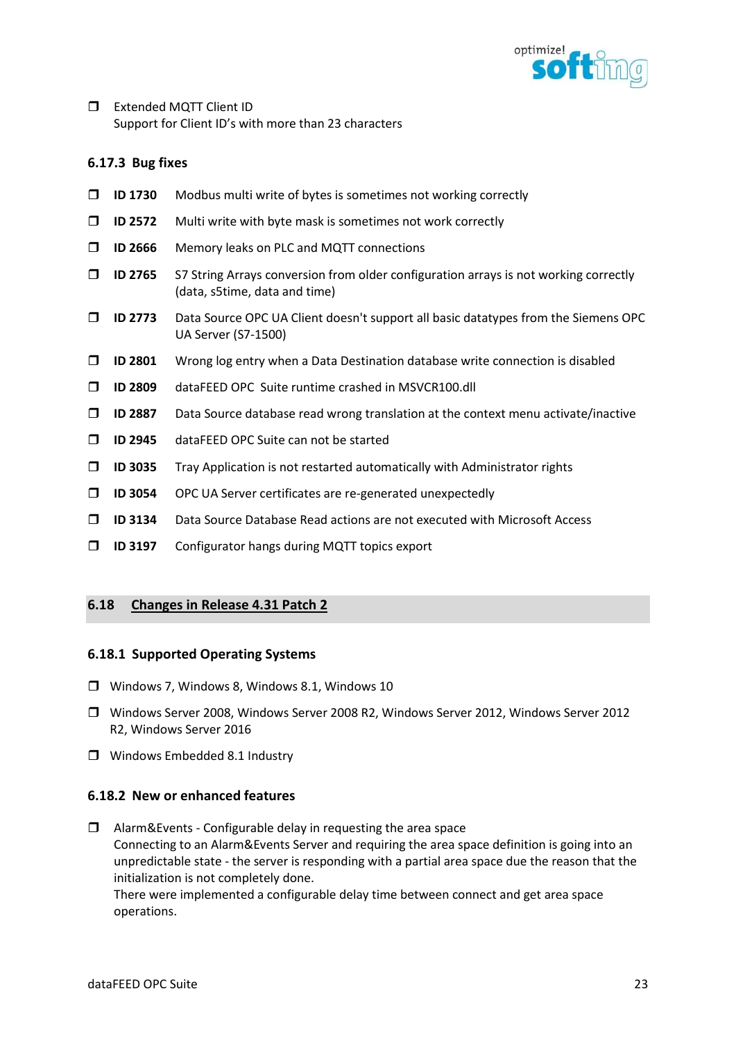- Extended MQTT Client ID
  Support for Client ID's with more than 23 characters

### 6.17.3 Bug fixes

- **ID 1730** Modbus multi write of bytes is sometimes not working correctly
- **ID 2572** Multi write with byte mask is sometimes not work correctly
- **ID 2666** Memory leaks on PLC and MQTT connections
- **ID 2765** S7 String Arrays conversion from older configuration arrays is not working correctly (data, s5time, data and time)
- **ID 2773** Data Source OPC UA Client doesn't support all basic datatypes from the Siemens OPC UA Server (S7-1500)
- **ID 2801** Wrong log entry when a Data Destination database write connection is disabled
- **ID 2809** dataFEED OPC Suite runtime crashed in MSVCR100.dll
- **ID 2887** Data Source database read wrong translation at the context menu activate/inactive
- **ID 2945** dataFEED OPC Suite can not be started
- **ID 3035** Tray Application is not restarted automatically with Administrator rights
- **ID 3054** OPC UA Server certificates are re-generated unexpectedly
- **ID 3134** Data Source Database Read actions are not executed with Microsoft Access
- **ID 3197** Configurator hangs during MQTT topics export

## 6.18 Changes in Release 4.31 Patch 2

### 6.18.1 Supported Operating Systems

- Windows 7, Windows 8, Windows 8.1, Windows 10
- Windows Server 2008, Windows Server 2008 R2, Windows Server 2012, Windows Server 2012 R2, Windows Server 2016
- Windows Embedded 8.1 Industry

### 6.18.2 New or enhanced features

- Alarm&Events - Configurable delay in requesting the area space
  Connecting to an Alarm&Events Server and requiring the area space definition is going into an unpredictable state - the server is responding with a partial area space due the reason that the initialization is not completely done.
  There were implemented a configurable delay time between connect and get area space operations.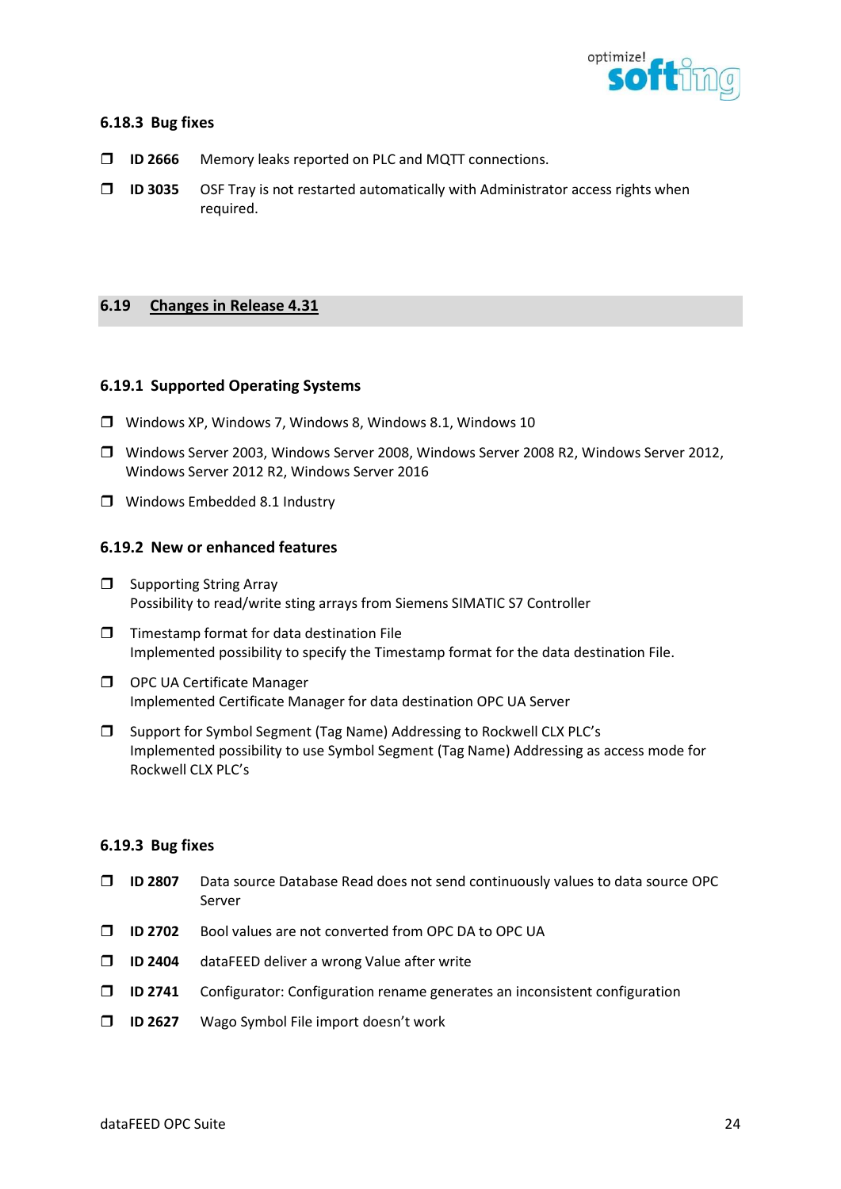### 6.18.3 Bug fixes

- **ID 2666** Memory leaks reported on PLC and MQTT connections.
- **ID 3035** OSF Tray is not restarted automatically with Administrator access rights when required.

## 6.19 Changes in Release 4.31

### 6.19.1 Supported Operating Systems

- Windows XP, Windows 7, Windows 8, Windows 8.1, Windows 10
- Windows Server 2003, Windows Server 2008, Windows Server 2008 R2, Windows Server 2012, Windows Server 2012 R2, Windows Server 2016
- Windows Embedded 8.1 Industry

### 6.19.2 New or enhanced features

- Supporting String Array  
  Possibility to read/write sting arrays from Siemens SIMATIC S7 Controller
- Timestamp format for data destination File  
  Implemented possibility to specify the Timestamp format for the data destination File.
- OPC UA Certificate Manager  
  Implemented Certificate Manager for data destination OPC UA Server
- Support for Symbol Segment (Tag Name) Addressing to Rockwell CLX PLC's  
  Implemented possibility to use Symbol Segment (Tag Name) Addressing as access mode for Rockwell CLX PLC's

### 6.19.3 Bug fixes

- **ID 2807** Data source Database Read does not send continuously values to data source OPC Server
- **ID 2702** Bool values are not converted from OPC DA to OPC UA
- **ID 2404** dataFEED deliver a wrong Value after write
- **ID 2741** Configurator: Configuration rename generates an inconsistent configuration
- **ID 2627** Wago Symbol File import doesn't work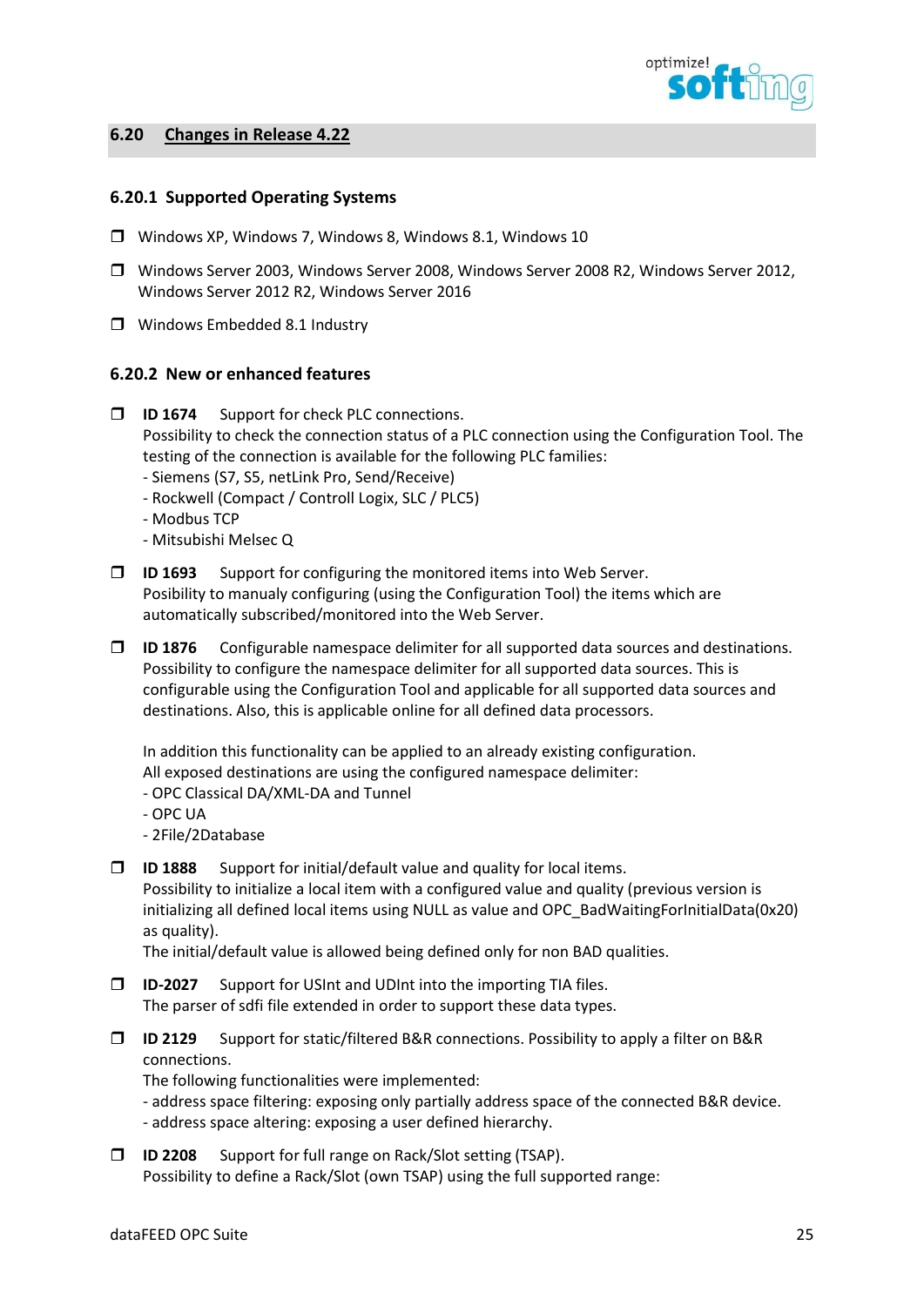## 6.20 Changes in Release 4.22

### 6.20.1 Supported Operating Systems

- Windows XP, Windows 7, Windows 8, Windows 8.1, Windows 10
- Windows Server 2003, Windows Server 2008, Windows Server 2008 R2, Windows Server 2012, Windows Server 2012 R2, Windows Server 2016
- Windows Embedded 8.1 Industry

### 6.20.2 New or enhanced features

- **ID 1674** Support for check PLC connections.
  Possibility to check the connection status of a PLC connection using the Configuration Tool. The testing of the connection is available for the following PLC families:
  - Siemens (S7, S5, netLink Pro, Send/Receive)
  - Rockwell (Compact / Controll Logix, SLC / PLC5)
  - Modbus TCP
  - Mitsubishi Melsec Q

- **ID 1693** Support for configuring the monitored items into Web Server.
  Posibility to manualy configuring (using the Configuration Tool) the items which are automatically subscribed/monitored into the Web Server.

- **ID 1876** Configurable namespace delimiter for all supported data sources and destinations.
  Possibility to configure the namespace delimiter for all supported data sources. This is configurable using the Configuration Tool and applicable for all supported data sources and destinations. Also, this is applicable online for all defined data processors.

  In addition this functionality can be applied to an already existing configuration.
  All exposed destinations are using the configured namespace delimiter:
  - OPC Classical DA/XML-DA and Tunnel
  - OPC UA
  - 2File/2Database

- **ID 1888** Support for initial/default value and quality for local items.
  Possibility to initialize a local item with a configured value and quality (previous version is initializing all defined local items using NULL as value and OPC_BadWaitingForInitialData(0x20) as quality).
  The initial/default value is allowed being defined only for non BAD qualities.

- **ID-2027** Support for USInt and UDInt into the importing TIA files.
  The parser of sdfi file extended in order to support these data types.

- **ID 2129** Support for static/filtered B&R connections. Possibility to apply a filter on B&R connections.
  The following functionalities were implemented:
  - address space filtering: exposing only partially address space of the connected B&R device.
  - address space altering: exposing a user defined hierarchy.

- **ID 2208** Support for full range on Rack/Slot setting (TSAP).
  Possibility to define a Rack/Slot (own TSAP) using the full supported range: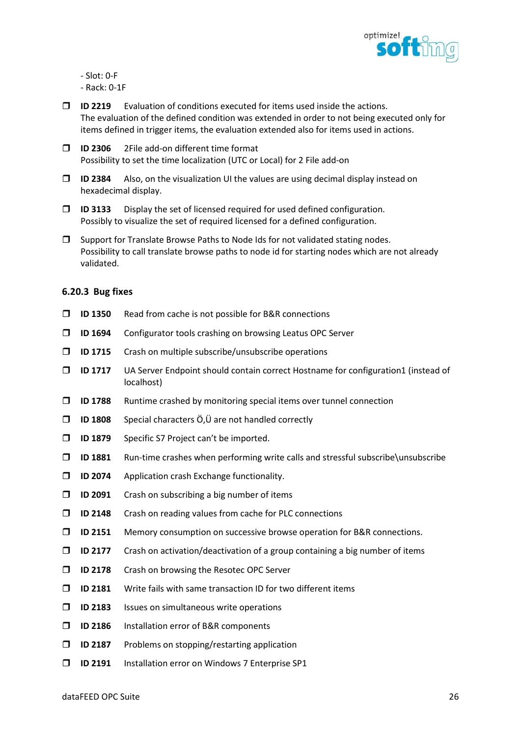- Slot: 0-F
- Rack: 0-1F

- **ID 2219** Evaluation of conditions executed for items used inside the actions.
  The evaluation of the defined condition was extended in order to not being executed only for items defined in trigger items, the evaluation extended also for items used in actions.
- **ID 2306** 2File add-on different time format
  Possibility to set the time localization (UTC or Local) for 2 File add-on
- **ID 2384** Also, on the visualization UI the values are using decimal display instead on hexadecimal display.
- **ID 3133** Display the set of licensed required for used defined configuration.
  Possibly to visualize the set of required licensed for a defined configuration.
- Support for Translate Browse Paths to Node Ids for not validated stating nodes.
  Possibility to call translate browse paths to node id for starting nodes which are not already validated.

### 6.20.3 Bug fixes

- **ID 1350** Read from cache is not possible for B&R connections
- **ID 1694** Configurator tools crashing on browsing Leatus OPC Server
- **ID 1715** Crash on multiple subscribe/unsubscribe operations
- **ID 1717** UA Server Endpoint should contain correct Hostname for configuration1 (instead of localhost)
- **ID 1788** Runtime crashed by monitoring special items over tunnel connection
- **ID 1808** Special characters Ö,Ü are not handled correctly
- **ID 1879** Specific S7 Project can't be imported.
- **ID 1881** Run-time crashes when performing write calls and stressful subscribe\unsubscribe
- **ID 2074** Application crash Exchange functionality.
- **ID 2091** Crash on subscribing a big number of items
- **ID 2148** Crash on reading values from cache for PLC connections
- **ID 2151** Memory consumption on successive browse operation for B&R connections.
- **ID 2177** Crash on activation/deactivation of a group containing a big number of items
- **ID 2178** Crash on browsing the Resotec OPC Server
- **ID 2181** Write fails with same transaction ID for two different items
- **ID 2183** Issues on simultaneous write operations
- **ID 2186** Installation error of B&R components
- **ID 2187** Problems on stopping/restarting application
- **ID 2191** Installation error on Windows 7 Enterprise SP1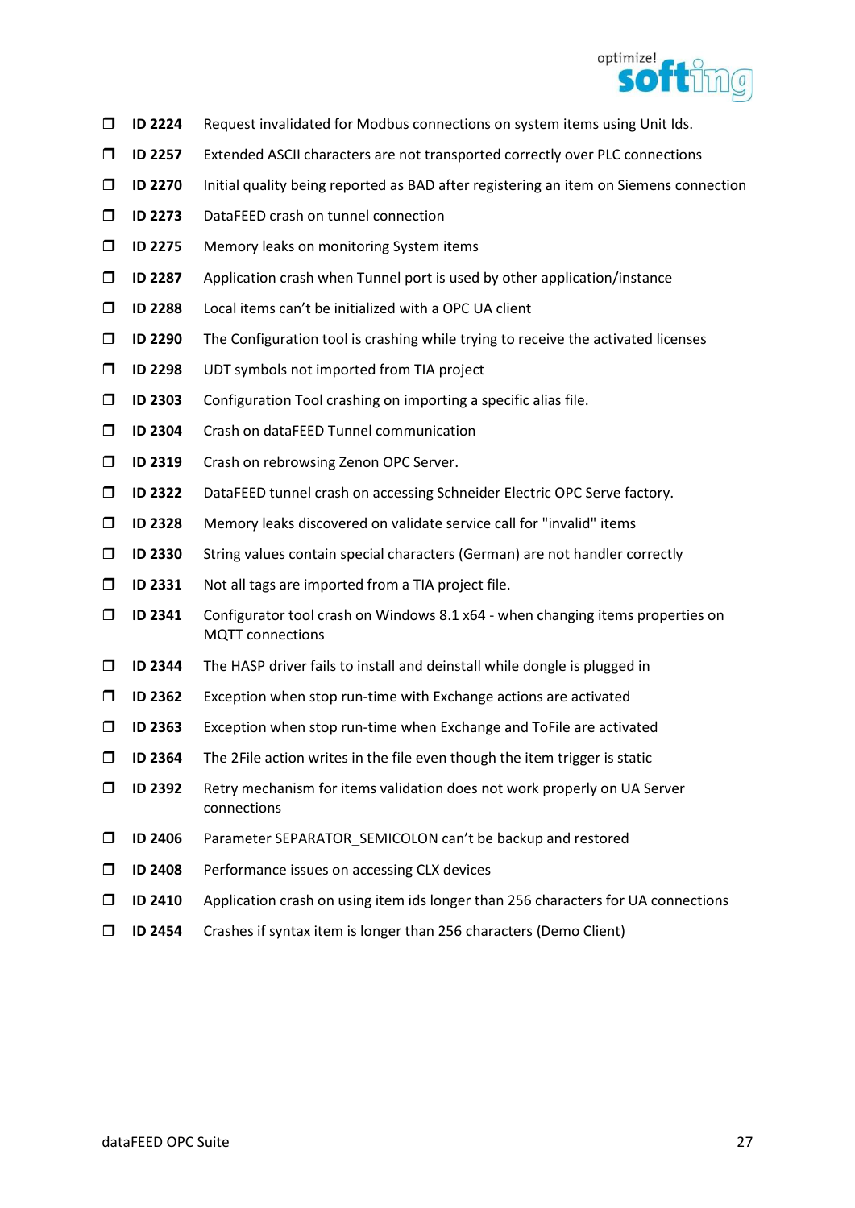- **ID 2224** Request invalidated for Modbus connections on system items using Unit Ids.
- **ID 2257** Extended ASCII characters are not transported correctly over PLC connections
- **ID 2270** Initial quality being reported as BAD after registering an item on Siemens connection
- **ID 2273** DataFEED crash on tunnel connection
- **ID 2275** Memory leaks on monitoring System items
- **ID 2287** Application crash when Tunnel port is used by other application/instance
- **ID 2288** Local items can't be initialized with a OPC UA client
- **ID 2290** The Configuration tool is crashing while trying to receive the activated licenses
- **ID 2298** UDT symbols not imported from TIA project
- **ID 2303** Configuration Tool crashing on importing a specific alias file.
- **ID 2304** Crash on dataFEED Tunnel communication
- **ID 2319** Crash on rebrowsing Zenon OPC Server.
- **ID 2322** DataFEED tunnel crash on accessing Schneider Electric OPC Serve factory.
- **ID 2328** Memory leaks discovered on validate service call for "invalid" items
- **ID 2330** String values contain special characters (German) are not handler correctly
- **ID 2331** Not all tags are imported from a TIA project file.
- **ID 2341** Configurator tool crash on Windows 8.1 x64 - when changing items properties on MQTT connections
- **ID 2344** The HASP driver fails to install and deinstall while dongle is plugged in
- **ID 2362** Exception when stop run-time with Exchange actions are activated
- **ID 2363** Exception when stop run-time when Exchange and ToFile are activated
- **ID 2364** The 2File action writes in the file even though the item trigger is static
- **ID 2392** Retry mechanism for items validation does not work properly on UA Server connections
- **ID 2406** Parameter SEPARATOR_SEMICOLON can't be backup and restored
- **ID 2408** Performance issues on accessing CLX devices
- **ID 2410** Application crash on using item ids longer than 256 characters for UA connections
- **ID 2454** Crashes if syntax item is longer than 256 characters (Demo Client)